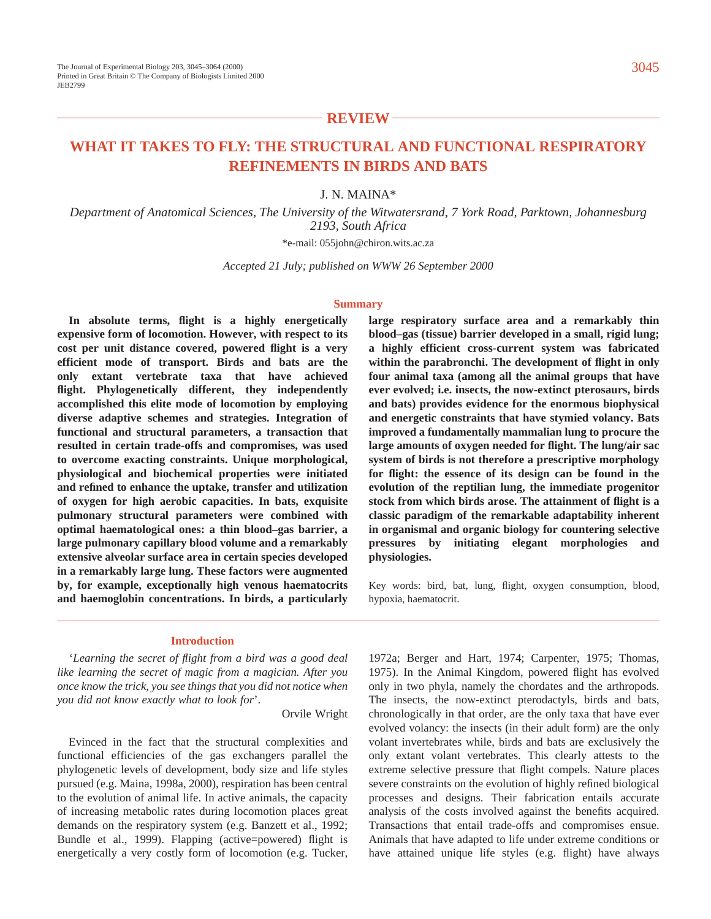## REVIEW

# WHAT IT TAKES TO FLY: THE STRUCTURAL AND FUNCTIONAL RESPIRATORY REFINEMENTS IN BIRDS AND BATS

J. N. MAINA*

*Department of Anatomical Sciences, The University of the Witwatersrand, 7 York Road, Parktown, Johannesburg 2193, South Africa*

*e-mail: 055john@chiron.wits.ac.za

*Accepted 21 July; published on WWW 26 September 2000*

## Summary

**In absolute terms, flight is a highly energetically expensive form of locomotion. However, with respect to its cost per unit distance covered, powered flight is a very efficient mode of transport. Birds and bats are the only extant vertebrate taxa that have achieved flight. Phylogenetically different, they independently accomplished this elite mode of locomotion by employing diverse adaptive schemes and strategies. Integration of functional and structural parameters, a transaction that resulted in certain trade-offs and compromises, was used to overcome exacting constraints. Unique morphological, physiological and biochemical properties were initiated and refined to enhance the uptake, transfer and utilization of oxygen for high aerobic capacities. In bats, exquisite pulmonary structural parameters were combined with optimal haematological ones: a thin blood–gas barrier, a large pulmonary capillary blood volume and a remarkably extensive alveolar surface area in certain species developed in a remarkably large lung. These factors were augmented by, for example, exceptionally high venous haematocrits and haemoglobin concentrations. In birds, a particularly large respiratory surface area and a remarkably thin blood–gas (tissue) barrier developed in a small, rigid lung; a highly efficient cross-current system was fabricated within the parabronchi. The development of flight in only four animal taxa (among all the animal groups that have ever evolved; i.e. insects, the now-extinct pterosaurs, birds and bats) provides evidence for the enormous biophysical and energetic constraints that have stymied volancy. Bats improved a fundamentally mammalian lung to procure the large amounts of oxygen needed for flight. The lung/air sac system of birds is not therefore a prescriptive morphology for flight: the essence of its design can be found in the evolution of the reptilian lung, the immediate progenitor stock from which birds arose. The attainment of flight is a classic paradigm of the remarkable adaptability inherent in organismal and organic biology for countering selective pressures by initiating elegant morphologies and physiologies.**

Key words: bird, bat, lung, flight, oxygen consumption, blood, hypoxia, haematocrit.

## Introduction

'*Learning the secret of flight from a bird was a good deal like learning the secret of magic from a magician. After you once know the trick, you see things that you did not notice when you did not know exactly what to look for*'.

Orvile Wright

Evinced in the fact that the structural complexities and functional efficiencies of the gas exchangers parallel the phylogenetic levels of development, body size and life styles pursued (e.g. Maina, 1998a, 2000), respiration has been central to the evolution of animal life. In active animals, the capacity of increasing metabolic rates during locomotion places great demands on the respiratory system (e.g. Banzett et al., 1992; Bundle et al., 1999). Flapping (active=powered) flight is energetically a very costly form of locomotion (e.g. Tucker, 1972a; Berger and Hart, 1974; Carpenter, 1975; Thomas, 1975). In the Animal Kingdom, powered flight has evolved only in two phyla, namely the chordates and the arthropods. The insects, the now-extinct pterodactyls, birds and bats, chronologically in that order, are the only taxa that have ever evolved volancy: the insects (in their adult form) are the only volant invertebrates while, birds and bats are exclusively the only extant volant vertebrates. This clearly attests to the extreme selective pressure that flight compels. Nature places severe constraints on the evolution of highly refined biological processes and designs. Their fabrication entails accurate analysis of the costs involved against the benefits acquired. Transactions that entail trade-offs and compromises ensue. Animals that have adapted to life under extreme conditions or have attained unique life styles (e.g. flight) have always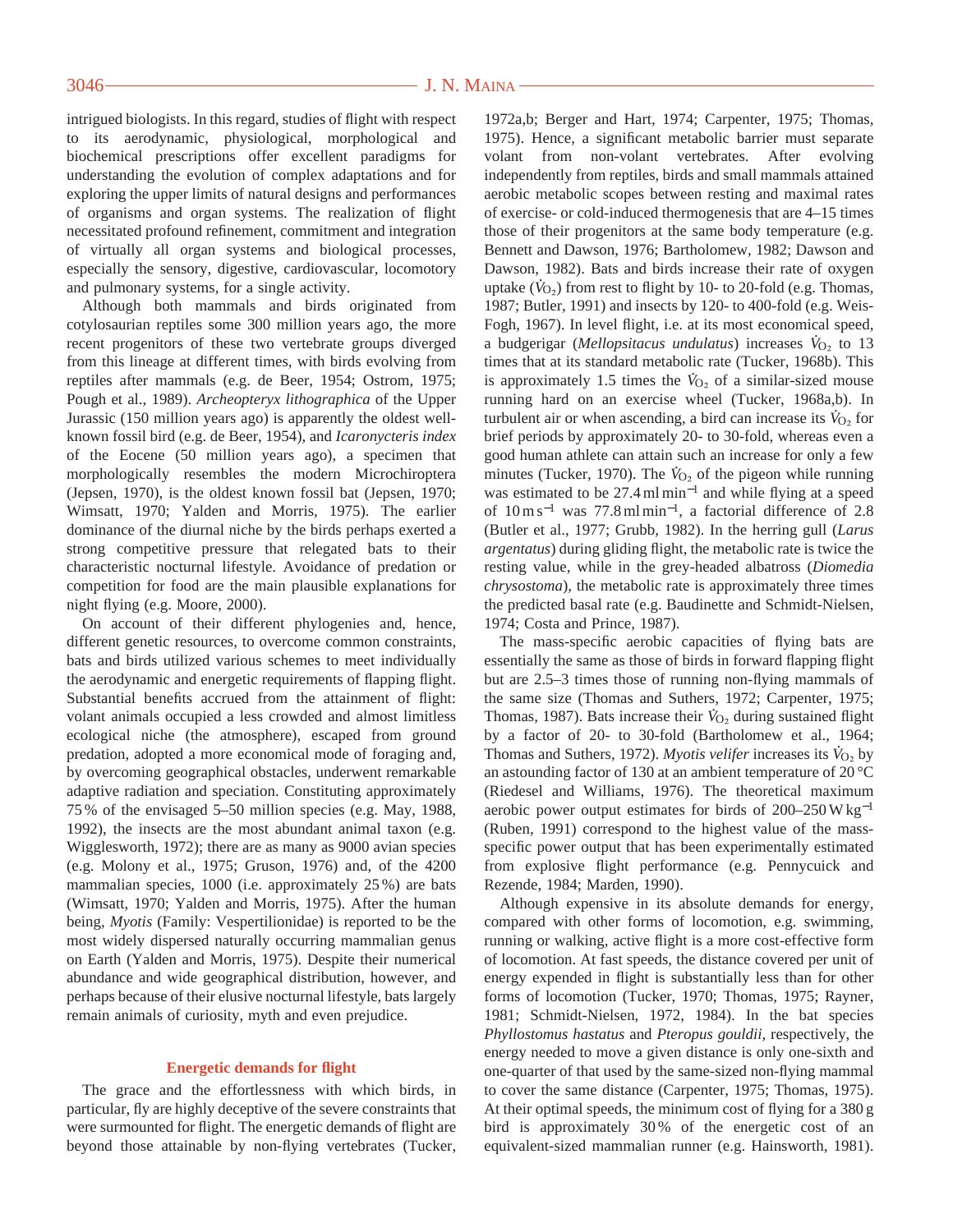intrigued biologists. In this regard, studies of flight with respect to its aerodynamic, physiological, morphological and biochemical prescriptions offer excellent paradigms for understanding the evolution of complex adaptations and for exploring the upper limits of natural designs and performances of organisms and organ systems. The realization of flight necessitated profound refinement, commitment and integration of virtually all organ systems and biological processes, especially the sensory, digestive, cardiovascular, locomotory and pulmonary systems, for a single activity.

Although both mammals and birds originated from cotylosaurian reptiles some 300 million years ago, the more recent progenitors of these two vertebrate groups diverged from this lineage at different times, with birds evolving from reptiles after mammals (e.g. de Beer, 1954; Ostrom, 1975; Pough et al., 1989). *Archeopteryx lithographica* of the Upper Jurassic (150 million years ago) is apparently the oldest well-known fossil bird (e.g. de Beer, 1954), and *Icaronycteris index* of the Eocene (50 million years ago), a specimen that morphologically resembles the modern Microchiroptera (Jepsen, 1970), is the oldest known fossil bat (Jepsen, 1970; Wimsatt, 1970; Yalden and Morris, 1975). The earlier dominance of the diurnal niche by the birds perhaps exerted a strong competitive pressure that relegated bats to their characteristic nocturnal lifestyle. Avoidance of predation or competition for food are the main plausible explanations for night flying (e.g. Moore, 2000).

On account of their different phylogenies and, hence, different genetic resources, to overcome common constraints, bats and birds utilized various schemes to meet individually the aerodynamic and energetic requirements of flapping flight. Substantial benefits accrued from the attainment of flight: volant animals occupied a less crowded and almost limitless ecological niche (the atmosphere), escaped from ground predation, adopted a more economical mode of foraging and, by overcoming geographical obstacles, underwent remarkable adaptive radiation and speciation. Constituting approximately 75 % of the envisaged 5–50 million species (e.g. May, 1988, 1992), the insects are the most abundant animal taxon (e.g. Wigglesworth, 1972); there are as many as 9000 avian species (e.g. Molony et al., 1975; Gruson, 1976) and, of the 4200 mammalian species, 1000 (i.e. approximately 25 %) are bats (Wimsatt, 1970; Yalden and Morris, 1975). After the human being, *Myotis* (Family: Vespertilionidae) is reported to be the most widely dispersed naturally occurring mammalian genus on Earth (Yalden and Morris, 1975). Despite their numerical abundance and wide geographical distribution, however, and perhaps because of their elusive nocturnal lifestyle, bats largely remain animals of curiosity, myth and even prejudice.

## Energetic demands for flight

The grace and the effortlessness with which birds, in particular, fly are highly deceptive of the severe constraints that were surmounted for flight. The energetic demands of flight are beyond those attainable by non-flying vertebrates (Tucker, 1972a,b; Berger and Hart, 1974; Carpenter, 1975; Thomas, 1975). Hence, a significant metabolic barrier must separate volant from non-volant vertebrates. After evolving independently from reptiles, birds and small mammals attained aerobic metabolic scopes between resting and maximal rates of exercise- or cold-induced thermogenesis that are 4–15 times those of their progenitors at the same body temperature (e.g. Bennett and Dawson, 1976; Bartholomew, 1982; Dawson and Dawson, 1982). Bats and birds increase their rate of oxygen uptake ($\dot{V}_{O_2}$) from rest to flight by 10- to 20-fold (e.g. Thomas, 1987; Butler, 1991) and insects by 120- to 400-fold (e.g. Weis-Fogh, 1967). In level flight, i.e. at its most economical speed, a budgerigar (*Mellopsitacus undulatus*) increases $\dot{V}_{O_2}$ to 13 times that at its standard metabolic rate (Tucker, 1968b). This is approximately 1.5 times the $\dot{V}_{O_2}$ of a similar-sized mouse running hard on an exercise wheel (Tucker, 1968a,b). In turbulent air or when ascending, a bird can increase its $\dot{V}_{O_2}$ for brief periods by approximately 20- to 30-fold, whereas even a good human athlete can attain such an increase for only a few minutes (Tucker, 1970). The $\dot{V}_{O_2}$ of the pigeon while running was estimated to be 27.4 ml min$^{-1}$ and while flying at a speed of 10 m s$^{-1}$ was 77.8 ml min$^{-1}$, a factorial difference of 2.8 (Butler et al., 1977; Grubb, 1982). In the herring gull (*Larus argentatus*) during gliding flight, the metabolic rate is twice the resting value, while in the grey-headed albatross (*Diomedia chrysostoma*), the metabolic rate is approximately three times the predicted basal rate (e.g. Baudinette and Schmidt-Nielsen, 1974; Costa and Prince, 1987).

The mass-specific aerobic capacities of flying bats are essentially the same as those of birds in forward flapping flight but are 2.5–3 times those of running non-flying mammals of the same size (Thomas and Suthers, 1972; Carpenter, 1975; Thomas, 1987). Bats increase their $\dot{V}_{O_2}$ during sustained flight by a factor of 20- to 30-fold (Bartholomew et al., 1964; Thomas and Suthers, 1972). *Myotis velifer* increases its $\dot{V}_{O_2}$ by an astounding factor of 130 at an ambient temperature of 20 °C (Riedesel and Williams, 1976). The theoretical maximum aerobic power output estimates for birds of 200–250 W kg$^{-1}$ (Ruben, 1991) correspond to the highest value of the mass-specific power output that has been experimentally estimated from explosive flight performance (e.g. Pennycuick and Rezende, 1984; Marden, 1990).

Although expensive in its absolute demands for energy, compared with other forms of locomotion, e.g. swimming, running or walking, active flight is a more cost-effective form of locomotion. At fast speeds, the distance covered per unit of energy expended in flight is substantially less than for other forms of locomotion (Tucker, 1970; Thomas, 1975; Rayner, 1981; Schmidt-Nielsen, 1972, 1984). In the bat species *Phyllostomus hastatus* and *Pteropus gouldii*, respectively, the energy needed to move a given distance is only one-sixth and one-quarter of that used by the same-sized non-flying mammal to cover the same distance (Carpenter, 1975; Thomas, 1975). At their optimal speeds, the minimum cost of flying for a 380 g bird is approximately 30 % of the energetic cost of an equivalent-sized mammalian runner (e.g. Hainsworth, 1981).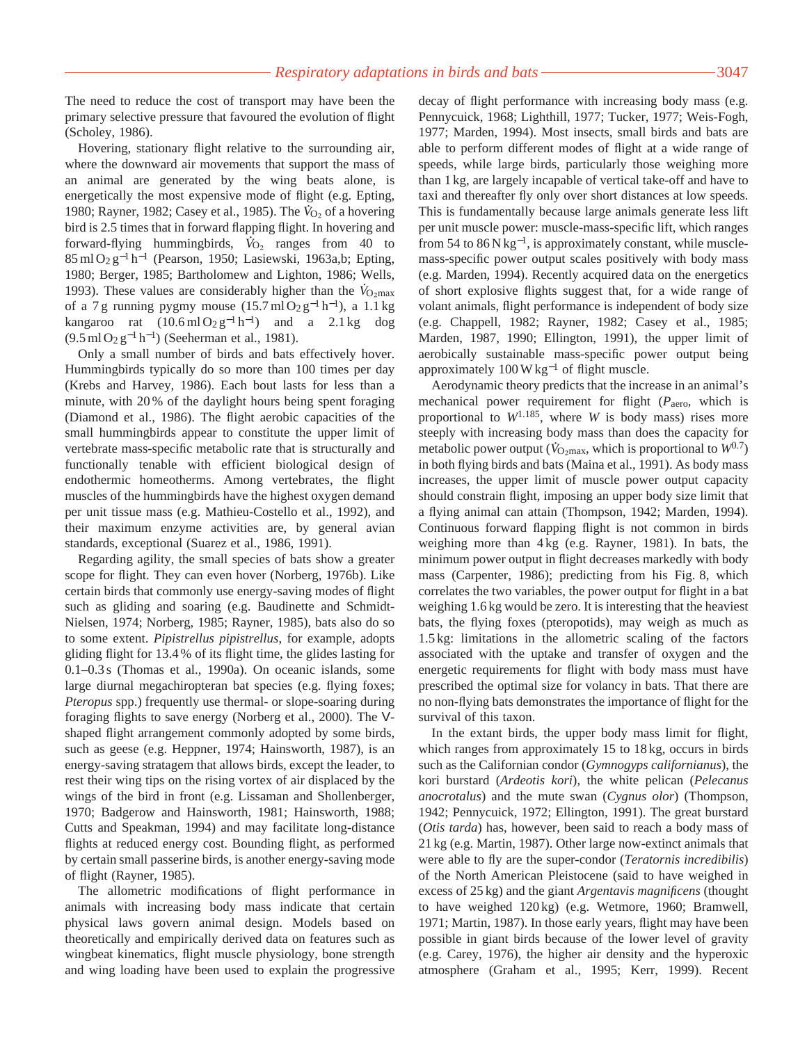The need to reduce the cost of transport may have been the primary selective pressure that favoured the evolution of flight (Scholey, 1986).

Hovering, stationary flight relative to the surrounding air, where the downward air movements that support the mass of an animal are generated by the wing beats alone, is energetically the most expensive mode of flight (e.g. Epting, 1980; Rayner, 1982; Casey et al., 1985). The $\dot{V}_{O_2}$ of a hovering bird is 2.5 times that in forward flapping flight. In hovering and forward-flying hummingbirds, $\dot{V}_{O_2}$ ranges from 40 to $85\,ml\,O_2\,g^{-1}\,h^{-1}$ (Pearson, 1950; Lasiewski, 1963a,b; Epting, 1980; Berger, 1985; Bartholomew and Lighton, 1986; Wells, 1993). These values are considerably higher than the $\dot{V}_{O_2max}$ of a 7 g running pygmy mouse ($15.7\,ml\,O_2\,g^{-1}\,h^{-1}$), a 1.1 kg kangaroo rat ($10.6\,ml\,O_2\,g^{-1}\,h^{-1}$) and a 2.1 kg dog ($9.5\,ml\,O_2\,g^{-1}\,h^{-1}$) (Seeherman et al., 1981).

Only a small number of birds and bats effectively hover. Hummingbirds typically do so more than 100 times per day (Krebs and Harvey, 1986). Each bout lasts for less than a minute, with 20 % of the daylight hours being spent foraging (Diamond et al., 1986). The flight aerobic capacities of the small hummingbirds appear to constitute the upper limit of vertebrate mass-specific metabolic rate that is structurally and functionally tenable with efficient biological design of endothermic homeotherms. Among vertebrates, the flight muscles of the hummingbirds have the highest oxygen demand per unit tissue mass (e.g. Mathieu-Costello et al., 1992), and their maximum enzyme activities are, by general avian standards, exceptional (Suarez et al., 1986, 1991).

Regarding agility, the small species of bats show a greater scope for flight. They can even hover (Norberg, 1976b). Like certain birds that commonly use energy-saving modes of flight such as gliding and soaring (e.g. Baudinette and Schmidt-Nielsen, 1974; Norberg, 1985; Rayner, 1985), bats also do so to some extent. *Pipistrellus pipistrellus*, for example, adopts gliding flight for 13.4 % of its flight time, the glides lasting for 0.1–0.3 s (Thomas et al., 1990a). On oceanic islands, some large diurnal megachiropteran bat species (e.g. flying foxes; *Pteropus* spp.) frequently use thermal- or slope-soaring during foraging flights to save energy (Norberg et al., 2000). The V-shaped flight arrangement commonly adopted by some birds, such as geese (e.g. Heppner, 1974; Hainsworth, 1987), is an energy-saving stratagem that allows birds, except the leader, to rest their wing tips on the rising vortex of air displaced by the wings of the bird in front (e.g. Lissaman and Shollenberger, 1970; Badgerow and Hainsworth, 1981; Hainsworth, 1988; Cutts and Speakman, 1994) and may facilitate long-distance flights at reduced energy cost. Bounding flight, as performed by certain small passerine birds, is another energy-saving mode of flight (Rayner, 1985).

The allometric modifications of flight performance in animals with increasing body mass indicate that certain physical laws govern animal design. Models based on theoretically and empirically derived data on features such as wingbeat kinematics, flight muscle physiology, bone strength and wing loading have been used to explain the progressive decay of flight performance with increasing body mass (e.g. Pennycuick, 1968; Lighthill, 1977; Tucker, 1977; Weis-Fogh, 1977; Marden, 1994). Most insects, small birds and bats are able to perform different modes of flight at a wide range of speeds, while large birds, particularly those weighing more than 1 kg, are largely incapable of vertical take-off and have to taxi and thereafter fly only over short distances at low speeds. This is fundamentally because large animals generate less lift per unit muscle power: muscle-mass-specific lift, which ranges from 54 to $86\,N\,kg^{-1}$, is approximately constant, while muscle-mass-specific power output scales positively with body mass (e.g. Marden, 1994). Recently acquired data on the energetics of short explosive flights suggest that, for a wide range of volant animals, flight performance is independent of body size (e.g. Chappell, 1982; Rayner, 1982; Casey et al., 1985; Marden, 1987, 1990; Ellington, 1991), the upper limit of aerobically sustainable mass-specific power output being approximately $100\,W\,kg^{-1}$ of flight muscle.

Aerodynamic theory predicts that the increase in an animal's mechanical power requirement for flight ($P_{aero}$, which is proportional to $W^{1.185}$, where $W$ is body mass) rises more steeply with increasing body mass than does the capacity for metabolic power output ($\dot{V}_{O_2max}$, which is proportional to $W^{0.7}$) in both flying birds and bats (Maina et al., 1991). As body mass increases, the upper limit of muscle power output capacity should constrain flight, imposing an upper body size limit that a flying animal can attain (Thompson, 1942; Marden, 1994). Continuous forward flapping flight is not common in birds weighing more than 4 kg (e.g. Rayner, 1981). In bats, the minimum power output in flight decreases markedly with body mass (Carpenter, 1986); predicting from his Fig. 8, which correlates the two variables, the power output for flight in a bat weighing 1.6 kg would be zero. It is interesting that the heaviest bats, the flying foxes (pteropodids), may weigh as much as 1.5 kg: limitations in the allometric scaling of the factors associated with the uptake and transfer of oxygen and the energetic requirements for flight with body mass must have prescribed the optimal size for volancy in bats. That there are no non-flying bats demonstrates the importance of flight for the survival of this taxon.

In the extant birds, the upper body mass limit for flight, which ranges from approximately 15 to 18 kg, occurs in birds such as the Californian condor (*Gymnogyps californianus*), the kori burstard (*Ardeotis kori*), the white pelican (*Pelecanus anocrotalus*) and the mute swan (*Cygnus olor*) (Thompson, 1942; Pennycuick, 1972; Ellington, 1991). The great burstard (*Otis tarda*) has, however, been said to reach a body mass of 21 kg (e.g. Martin, 1987). Other large now-extinct animals that were able to fly are the super-condor (*Teratornis incredibilis*) of the North American Pleistocene (said to have weighed in excess of 25 kg) and the giant *Argentavis magnificens* (thought to have weighed 120 kg) (e.g. Wetmore, 1960; Bramwell, 1971; Martin, 1987). In those early years, flight may have been possible in giant birds because of the lower level of gravity (e.g. Carey, 1976), the higher air density and the hyperoxic atmosphere (Graham et al., 1995; Kerr, 1999). Recent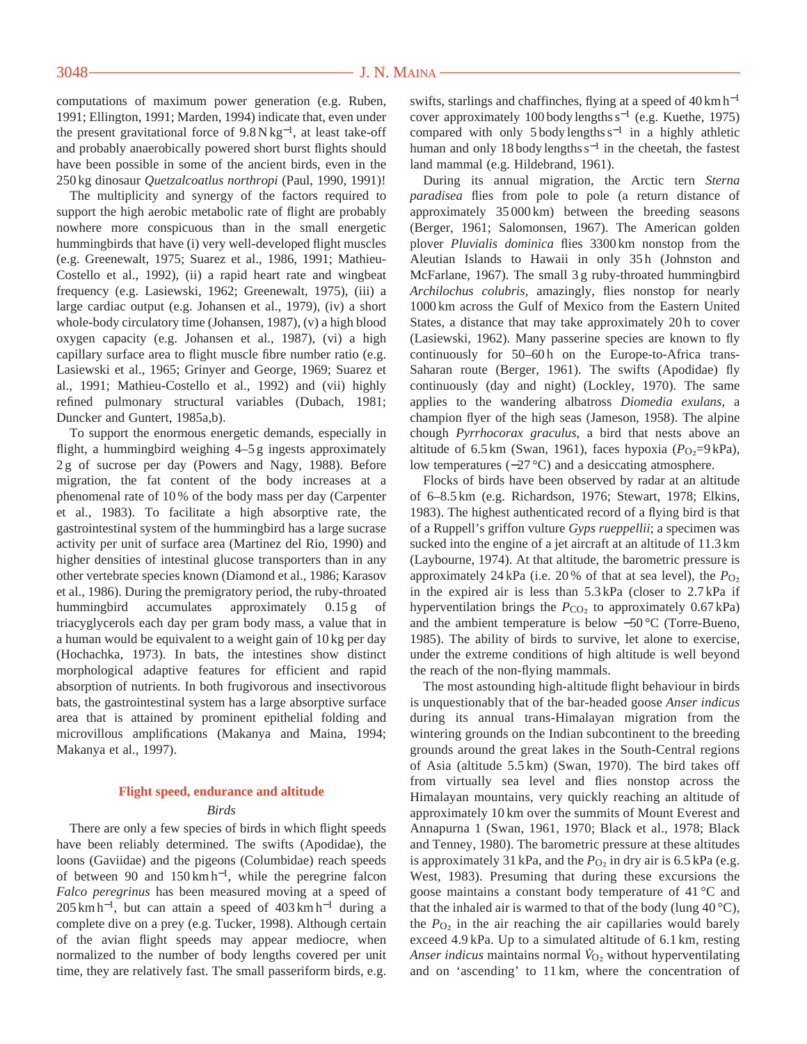computations of maximum power generation (e.g. Ruben, 1991; Ellington, 1991; Marden, 1994) indicate that, even under the present gravitational force of $9.8\,N\,kg^{-1}$, at least take-off and probably anaerobically powered short burst flights should have been possible in some of the ancient birds, even in the 250 kg dinosaur *Quetzalcoatlus northropi* (Paul, 1990, 1991)!

The multiplicity and synergy of the factors required to support the high aerobic metabolic rate of flight are probably nowhere more conspicuous than in the small energetic hummingbirds that have (i) very well-developed flight muscles (e.g. Greenewalt, 1975; Suarez et al., 1986, 1991; Mathieu-Costello et al., 1992), (ii) a rapid heart rate and wingbeat frequency (e.g. Lasiewski, 1962; Greenewalt, 1975), (iii) a large cardiac output (e.g. Johansen et al., 1979), (iv) a short whole-body circulatory time (Johansen, 1987), (v) a high blood oxygen capacity (e.g. Johansen et al., 1987), (vi) a high capillary surface area to flight muscle fibre number ratio (e.g. Lasiewski et al., 1965; Grinyer and George, 1969; Suarez et al., 1991; Mathieu-Costello et al., 1992) and (vii) highly refined pulmonary structural variables (Dubach, 1981; Duncker and Guntert, 1985a,b).

To support the enormous energetic demands, especially in flight, a hummingbird weighing 4–5 g ingests approximately 2 g of sucrose per day (Powers and Nagy, 1988). Before migration, the fat content of the body increases at a phenomenal rate of 10 % of the body mass per day (Carpenter et al., 1983). To facilitate a high absorptive rate, the gastrointestinal system of the hummingbird has a large sucrase activity per unit of surface area (Martinez del Rio, 1990) and higher densities of intestinal glucose transporters than in any other vertebrate species known (Diamond et al., 1986; Karasov et al., 1986). During the premigratory period, the ruby-throated hummingbird accumulates approximately 0.15 g of triacyglycerols each day per gram body mass, a value that in a human would be equivalent to a weight gain of 10 kg per day (Hochachka, 1973). In bats, the intestines show distinct morphological adaptive features for efficient and rapid absorption of nutrients. In both frugivorous and insectivorous bats, the gastrointestinal system has a large absorptive surface area that is attained by prominent epithelial folding and microvillous amplifications (Makanya and Maina, 1994; Makanya et al., 1997).

## Flight speed, endurance and altitude

### *Birds*

There are only a few species of birds in which flight speeds have been reliably determined. The swifts (Apodidae), the loons (Gaviidae) and the pigeons (Columbidae) reach speeds of between 90 and $150\,km\,h^{-1}$, while the peregrine falcon *Falco peregrinus* has been measured moving at a speed of $205\,km\,h^{-1}$, but can attain a speed of $403\,km\,h^{-1}$ during a complete dive on a prey (e.g. Tucker, 1998). Although certain of the avian flight speeds may appear mediocre, when normalized to the number of body lengths covered per unit time, they are relatively fast. The small passeriform birds, e.g. swifts, starlings and chaffinches, flying at a speed of $40\,km\,h^{-1}$ cover approximately 100 body lengths $s^{-1}$ (e.g. Kuethe, 1975) compared with only 5 body lengths $s^{-1}$ in a highly athletic human and only 18 body lengths $s^{-1}$ in the cheetah, the fastest land mammal (e.g. Hildebrand, 1961).

During its annual migration, the Arctic tern *Sterna paradisea* flies from pole to pole (a return distance of approximately 35 000 km) between the breeding seasons (Berger, 1961; Salomonsen, 1967). The American golden plover *Pluvialis dominica* flies 3300 km nonstop from the Aleutian Islands to Hawaii in only 35 h (Johnston and McFarlane, 1967). The small 3 g ruby-throated hummingbird *Archilochus colubris*, amazingly, flies nonstop for nearly 1000 km across the Gulf of Mexico from the Eastern United States, a distance that may take approximately 20 h to cover (Lasiewski, 1962). Many passerine species are known to fly continuously for 50–60 h on the Europe-to-Africa trans-Saharan route (Berger, 1961). The swifts (Apodidae) fly continuously (day and night) (Lockley, 1970). The same applies to the wandering albatross *Diomedia exulans*, a champion flyer of the high seas (Jameson, 1958). The alpine chough *Pyrrhocorax graculus*, a bird that nests above an altitude of 6.5 km (Swan, 1961), faces hypoxia ($P_{O_2}$=9 kPa), low temperatures (−27 °C) and a desiccating atmosphere.

Flocks of birds have been observed by radar at an altitude of 6–8.5 km (e.g. Richardson, 1976; Stewart, 1978; Elkins, 1983). The highest authenticated record of a flying bird is that of a Ruppell's griffon vulture *Gyps rueppellii*; a specimen was sucked into the engine of a jet aircraft at an altitude of 11.3 km (Laybourne, 1974). At that altitude, the barometric pressure is approximately 24 kPa (i.e. 20 % of that at sea level), the $P_{O_2}$ in the expired air is less than 5.3 kPa (closer to 2.7 kPa if hyperventilation brings the $P_{CO_2}$ to approximately 0.67 kPa) and the ambient temperature is below −50 °C (Torre-Bueno, 1985). The ability of birds to survive, let alone to exercise, under the extreme conditions of high altitude is well beyond the reach of the non-flying mammals.

The most astounding high-altitude flight behaviour in birds is unquestionably that of the bar-headed goose *Anser indicus* during its annual trans-Himalayan migration from the wintering grounds on the Indian subcontinent to the breeding grounds around the great lakes in the South-Central regions of Asia (altitude 5.5 km) (Swan, 1970). The bird takes off from virtually sea level and flies nonstop across the Himalayan mountains, very quickly reaching an altitude of approximately 10 km over the summits of Mount Everest and Annapurna 1 (Swan, 1961, 1970; Black et al., 1978; Black and Tenney, 1980). The barometric pressure at these altitudes is approximately 31 kPa, and the $P_{O_2}$ in dry air is 6.5 kPa (e.g. West, 1983). Presuming that during these excursions the goose maintains a constant body temperature of 41 °C and that the inhaled air is warmed to that of the body (lung 40 °C), the $P_{O_2}$ in the air reaching the air capillaries would barely exceed 4.9 kPa. Up to a simulated altitude of 6.1 km, resting *Anser indicus* maintains normal $\dot{V}_{O_2}$ without hyperventilating and on 'ascending' to 11 km, where the concentration of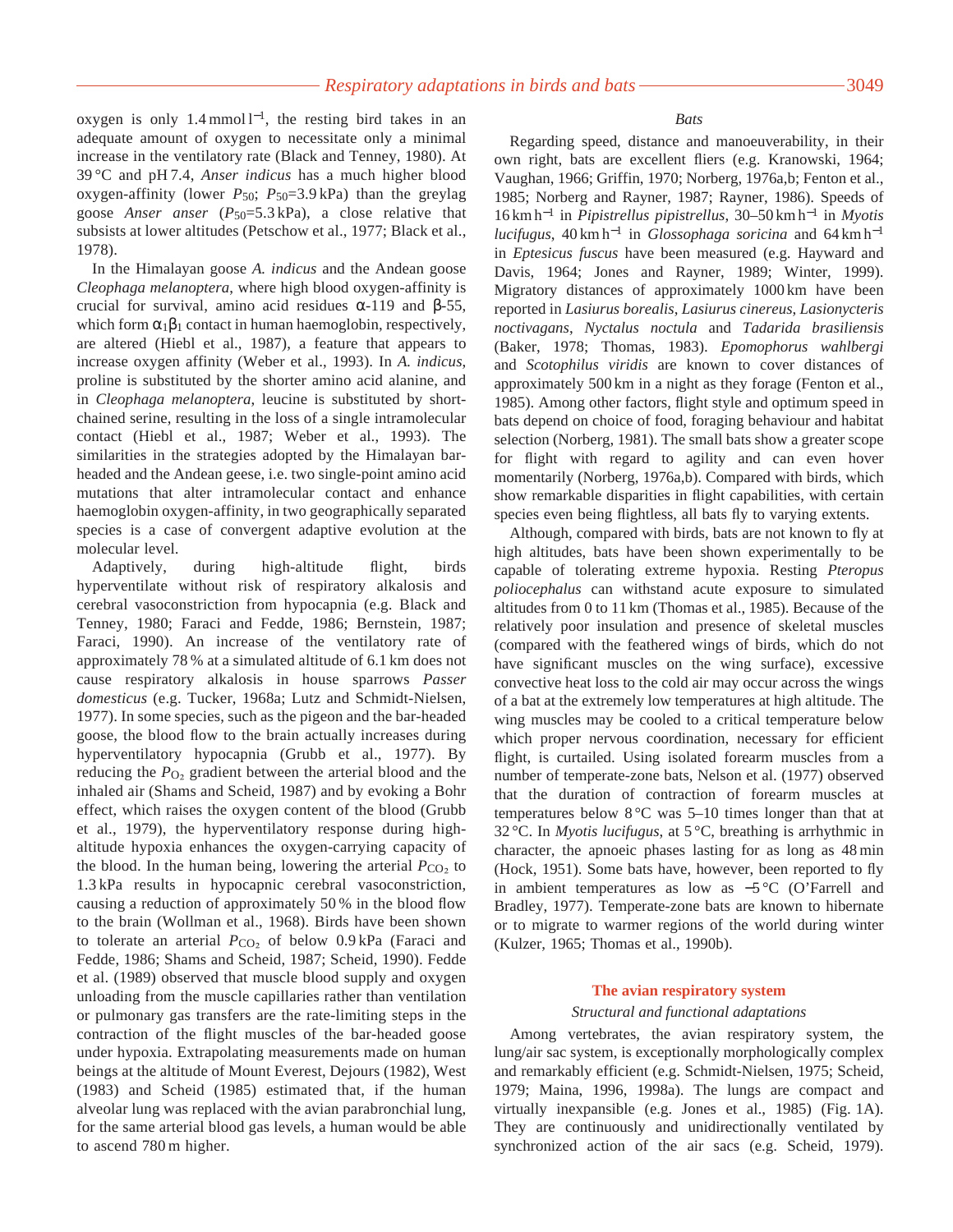oxygen is only 1.4 mmol l$^{-1}$, the resting bird takes in an adequate amount of oxygen to necessitate only a minimal increase in the ventilatory rate (Black and Tenney, 1980). At 39 °C and pH 7.4, *Anser indicus* has a much higher blood oxygen-affinity (lower $P_{50}$; $P_{50}$=3.9 kPa) than the greylag goose *Anser anser* ($P_{50}$=5.3 kPa), a close relative that subsists at lower altitudes (Petschow et al., 1977; Black et al., 1978).

In the Himalayan goose *A. indicus* and the Andean goose *Cleophaga melanoptera*, where high blood oxygen-affinity is crucial for survival, amino acid residues α-119 and β-55, which form $\alpha_1\beta_1$ contact in human haemoglobin, respectively, are altered (Hiebl et al., 1987), a feature that appears to increase oxygen affinity (Weber et al., 1993). In *A. indicus*, proline is substituted by the shorter amino acid alanine, and in *Cleophaga melanoptera*, leucine is substituted by short-chained serine, resulting in the loss of a single intramolecular contact (Hiebl et al., 1987; Weber et al., 1993). The similarities in the strategies adopted by the Himalayan bar-headed and the Andean geese, i.e. two single-point amino acid mutations that alter intramolecular contact and enhance haemoglobin oxygen-affinity, in two geographically separated species is a case of convergent adaptive evolution at the molecular level.

Adaptively, during high-altitude flight, birds hyperventilate without risk of respiratory alkalosis and cerebral vasoconstriction from hypocapnia (e.g. Black and Tenney, 1980; Faraci and Fedde, 1986; Bernstein, 1987; Faraci, 1990). An increase of the ventilatory rate of approximately 78 % at a simulated altitude of 6.1 km does not cause respiratory alkalosis in house sparrows *Passer domesticus* (e.g. Tucker, 1968a; Lutz and Schmidt-Nielsen, 1977). In some species, such as the pigeon and the bar-headed goose, the blood flow to the brain actually increases during hyperventilatory hypocapnia (Grubb et al., 1977). By reducing the $P_{O_2}$ gradient between the arterial blood and the inhaled air (Shams and Scheid, 1987) and by evoking a Bohr effect, which raises the oxygen content of the blood (Grubb et al., 1979), the hyperventilatory response during high-altitude hypoxia enhances the oxygen-carrying capacity of the blood. In the human being, lowering the arterial $P_{CO_2}$ to 1.3 kPa results in hypocapnic cerebral vasoconstriction, causing a reduction of approximately 50 % in the blood flow to the brain (Wollman et al., 1968). Birds have been shown to tolerate an arterial $P_{CO_2}$ of below 0.9 kPa (Faraci and Fedde, 1986; Shams and Scheid, 1987; Scheid, 1990). Fedde et al. (1989) observed that muscle blood supply and oxygen unloading from the muscle capillaries rather than ventilation or pulmonary gas transfers are the rate-limiting steps in the contraction of the flight muscles of the bar-headed goose under hypoxia. Extrapolating measurements made on human beings at the altitude of Mount Everest, Dejours (1982), West (1983) and Scheid (1985) estimated that, if the human alveolar lung was replaced with the avian parabronchial lung, for the same arterial blood gas levels, a human would be able to ascend 780 m higher.

### *Bats*

Regarding speed, distance and manoeuverability, in their own right, bats are excellent fliers (e.g. Kranowski, 1964; Vaughan, 1966; Griffin, 1970; Norberg, 1976a,b; Fenton et al., 1985; Norberg and Rayner, 1987; Rayner, 1986). Speeds of 16 km h$^{-1}$ in *Pipistrellus pipistrellus*, 30–50 km h$^{-1}$ in *Myotis lucifugus*, 40 km h$^{-1}$ in *Glossophaga soricina* and 64 km h$^{-1}$ in *Eptesicus fuscus* have been measured (e.g. Hayward and Davis, 1964; Jones and Rayner, 1989; Winter, 1999). Migratory distances of approximately 1000 km have been reported in *Lasiurus borealis*, *Lasiurus cinereus*, *Lasionycteris noctivagans*, *Nyctalus noctula* and *Tadarida brasiliensis* (Baker, 1978; Thomas, 1983). *Epomophorus wahlbergi* and *Scotophilus viridis* are known to cover distances of approximately 500 km in a night as they forage (Fenton et al., 1985). Among other factors, flight style and optimum speed in bats depend on choice of food, foraging behaviour and habitat selection (Norberg, 1981). The small bats show a greater scope for flight with regard to agility and can even hover momentarily (Norberg, 1976a,b). Compared with birds, which show remarkable disparities in flight capabilities, with certain species even being flightless, all bats fly to varying extents.

Although, compared with birds, bats are not known to fly at high altitudes, bats have been shown experimentally to be capable of tolerating extreme hypoxia. Resting *Pteropus poliocephalus* can withstand acute exposure to simulated altitudes from 0 to 11 km (Thomas et al., 1985). Because of the relatively poor insulation and presence of skeletal muscles (compared with the feathered wings of birds, which do not have significant muscles on the wing surface), excessive convective heat loss to the cold air may occur across the wings of a bat at the extremely low temperatures at high altitude. The wing muscles may be cooled to a critical temperature below which proper nervous coordination, necessary for efficient flight, is curtailed. Using isolated forearm muscles from a number of temperate-zone bats, Nelson et al. (1977) observed that the duration of contraction of forearm muscles at temperatures below 8 °C was 5–10 times longer than that at 32 °C. In *Myotis lucifugus*, at 5 °C, breathing is arrhythmic in character, the apnoeic phases lasting for as long as 48 min (Hock, 1951). Some bats have, however, been reported to fly in ambient temperatures as low as −5 °C (O'Farrell and Bradley, 1977). Temperate-zone bats are known to hibernate or to migrate to warmer regions of the world during winter (Kulzer, 1965; Thomas et al., 1990b).

## The avian respiratory system

### *Structural and functional adaptations*

Among vertebrates, the avian respiratory system, the lung/air sac system, is exceptionally morphologically complex and remarkably efficient (e.g. Schmidt-Nielsen, 1975; Scheid, 1979; Maina, 1996, 1998a). The lungs are compact and virtually inexpansible (e.g. Jones et al., 1985) (Fig. 1A). They are continuously and unidirectionally ventilated by synchronized action of the air sacs (e.g. Scheid, 1979).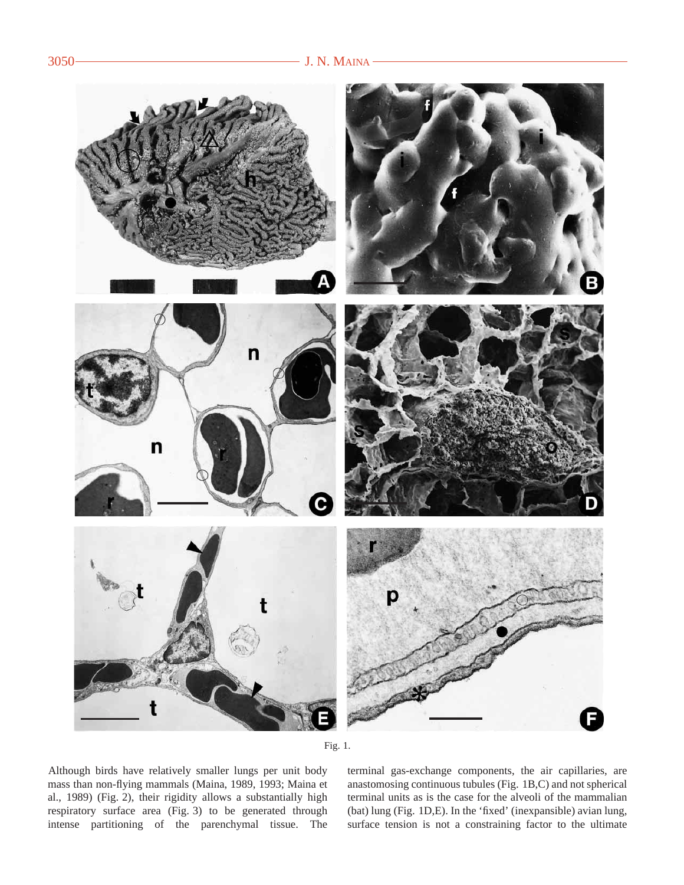Fig. 1.

Although birds have relatively smaller lungs per unit body mass than non-flying mammals (Maina, 1989, 1993; Maina et al., 1989) (Fig. 2), their rigidity allows a substantially high respiratory surface area (Fig. 3) to be generated through intense partitioning of the parenchymal tissue. The terminal gas-exchange components, the air capillaries, are anastomosing continuous tubules (Fig. 1B,C) and not spherical terminal units as is the case for the alveoli of the mammalian (bat) lung (Fig. 1D,E). In the 'fixed' (inexpansible) avian lung, surface tension is not a constraining factor to the ultimate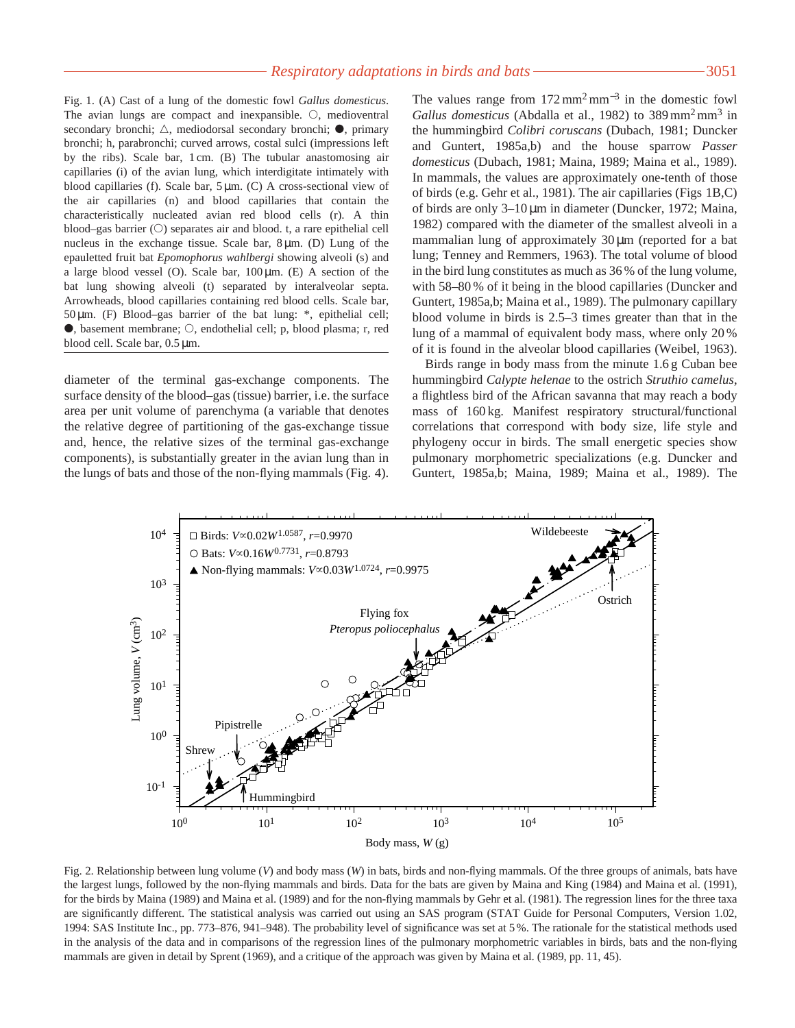Fig. 1. (A) Cast of a lung of the domestic fowl *Gallus domesticus*. The avian lungs are compact and inexpansible. ○, medioventral secondary bronchi; △, mediodorsal secondary bronchi; ●, primary bronchi; h, parabronchi; curved arrows, costal sulci (impressions left by the ribs). Scale bar, 1 cm. (B) The tubular anastomosing air capillaries (i) of the avian lung, which interdigitate intimately with blood capillaries (f). Scale bar, 5 μm. (C) A cross-sectional view of the air capillaries (n) and blood capillaries that contain the characteristically nucleated avian red blood cells (r). A thin blood–gas barrier (○) separates air and blood. t, a rare epithelial cell nucleus in the exchange tissue. Scale bar, 8 μm. (D) Lung of the epauletted fruit bat *Epomophorus wahlbergi* showing alveoli (s) and a large blood vessel (O). Scale bar, 100 μm. (E) A section of the bat lung showing alveoli (t) separated by interalveolar septa. Arrowheads, blood capillaries containing red blood cells. Scale bar, 50 μm. (F) Blood–gas barrier of the bat lung: *, epithelial cell; ●, basement membrane; ○, endothelial cell; p, blood plasma; r, red blood cell. Scale bar, 0.5 μm.

diameter of the terminal gas-exchange components. The surface density of the blood–gas (tissue) barrier, i.e. the surface area per unit volume of parenchyma (a variable that denotes the relative degree of partitioning of the gas-exchange tissue and, hence, the relative sizes of the terminal gas-exchange components), is substantially greater in the avian lung than in the lungs of bats and those of the non-flying mammals (Fig. 4). The values range from 172 mm$^2$ mm$^{-3}$ in the domestic fowl *Gallus domesticus* (Abdalla et al., 1982) to 389 mm$^2$ mm$^3$ in the hummingbird *Colibri coruscans* (Dubach, 1981; Duncker and Guntert, 1985a,b) and the house sparrow *Passer domesticus* (Dubach, 1981; Maina, 1989; Maina et al., 1989). In mammals, the values are approximately one-tenth of those of birds (e.g. Gehr et al., 1981). The air capillaries (Figs 1B,C) of birds are only 3–10 μm in diameter (Duncker, 1972; Maina, 1982) compared with the diameter of the smallest alveoli in a mammalian lung of approximately 30 μm (reported for a bat lung; Tenney and Remmers, 1963). The total volume of blood in the bird lung constitutes as much as 36 % of the lung volume, with 58–80 % of it being in the blood capillaries (Duncker and Guntert, 1985a,b; Maina et al., 1989). The pulmonary capillary blood volume in birds is 2.5–3 times greater than that in the lung of a mammal of equivalent body mass, where only 20 % of it is found in the alveolar blood capillaries (Weibel, 1963).

Birds range in body mass from the minute 1.6 g Cuban bee hummingbird *Calypte helenae* to the ostrich *Struthio camelus*, a flightless bird of the African savanna that may reach a body mass of 160 kg. Manifest respiratory structural/functional correlations that correspond with body size, life style and phylogeny occur in birds. The small energetic species show pulmonary morphometric specializations (e.g. Duncker and Guntert, 1985a,b; Maina, 1989; Maina et al., 1989). The

Fig. 2. Relationship between lung volume ($V$) and body mass ($W$) in bats, birds and non-flying mammals. Of the three groups of animals, bats have the largest lungs, followed by the non-flying mammals and birds. Data for the bats are given by Maina and King (1984) and Maina et al. (1991), for the birds by Maina (1989) and Maina et al. (1989) and for the non-flying mammals by Gehr et al. (1981). The regression lines for the three taxa are significantly different. The statistical analysis was carried out using an SAS program (STAT Guide for Personal Computers, Version 1.02, 1994: SAS Institute Inc., pp. 773–876, 941–948). The probability level of significance was set at 5 %. The rationale for the statistical methods used in the analysis of the data and in comparisons of the regression lines of the pulmonary morphometric variables in birds, bats and the non-flying mammals are given in detail by Sprent (1969), and a critique of the approach was given by Maina et al. (1989, pp. 11, 45).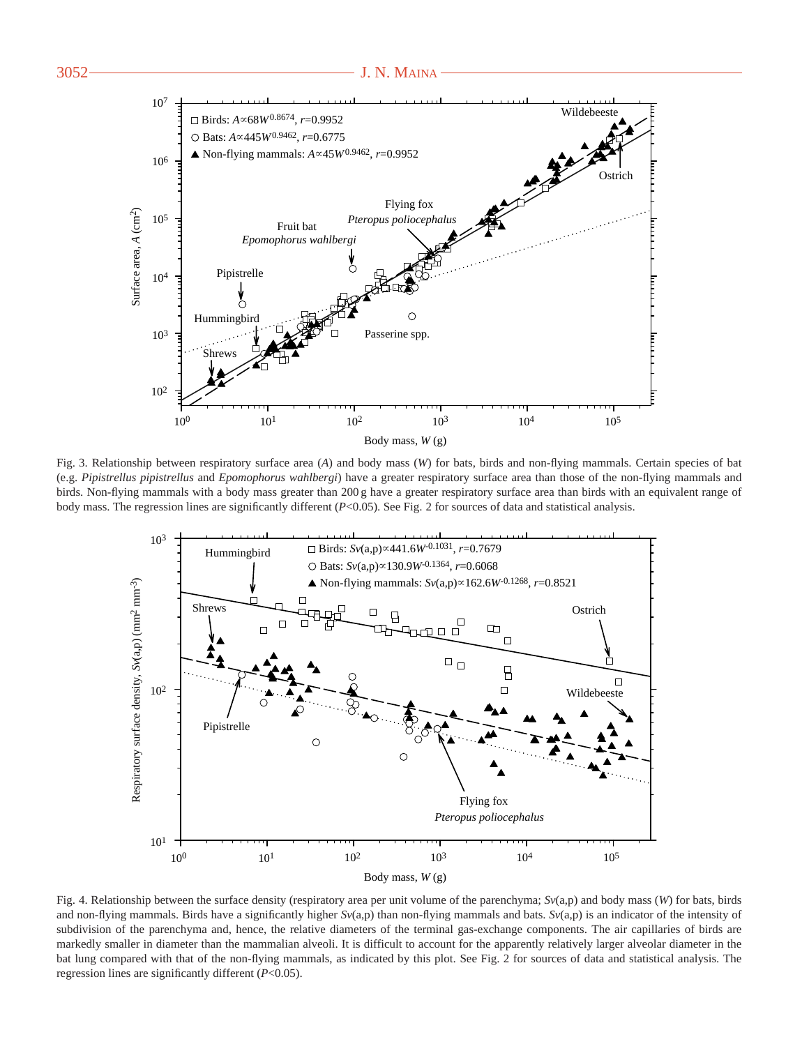Fig. 3. Relationship between respiratory surface area ($A$) and body mass ($W$) for bats, birds and non-flying mammals. Certain species of bat (e.g. *Pipistrellus pipistrellus* and *Epomophorus wahlbergi*) have a greater respiratory surface area than those of the non-flying mammals and birds. Non-flying mammals with a body mass greater than 200 g have a greater respiratory surface area than birds with an equivalent range of body mass. The regression lines are significantly different ($P<0.05$). See Fig. 2 for sources of data and statistical analysis.

Fig. 4. Relationship between the surface density (respiratory area per unit volume of the parenchyma; $Sv$(a,p) and body mass ($W$) for bats, birds and non-flying mammals. Birds have a significantly higher $Sv$(a,p) than non-flying mammals and bats. $Sv$(a,p) is an indicator of the intensity of subdivision of the parenchyma and, hence, the relative diameters of the terminal gas-exchange components. The air capillaries of birds are markedly smaller in diameter than the mammalian alveoli. It is difficult to account for the apparently relatively larger alveolar diameter in the bat lung compared with that of the non-flying mammals, as indicated by this plot. See Fig. 2 for sources of data and statistical analysis. The regression lines are significantly different ($P<0.05$).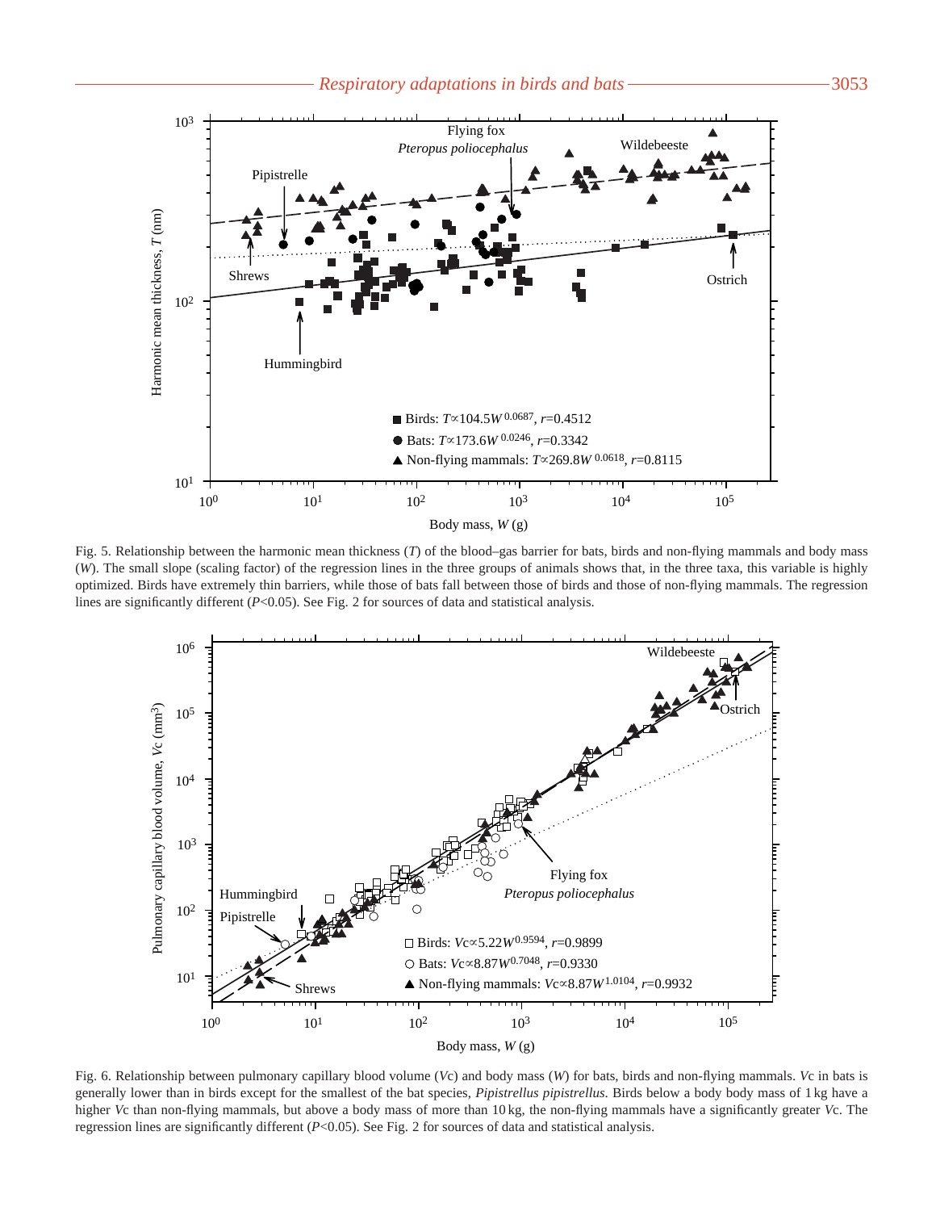Fig. 5. Relationship between the harmonic mean thickness ($T$) of the blood–gas barrier for bats, birds and non-flying mammals and body mass ($W$). The small slope (scaling factor) of the regression lines in the three groups of animals shows that, in the three taxa, this variable is highly optimized. Birds have extremely thin barriers, while those of bats fall between those of birds and those of non-flying mammals. The regression lines are significantly different ($P<0.05$). See Fig. 2 for sources of data and statistical analysis.

Fig. 6. Relationship between pulmonary capillary blood volume ($Vc$) and body mass ($W$) for bats, birds and non-flying mammals. $Vc$ in bats is generally lower than in birds except for the smallest of the bat species, *Pipistrellus pipistrellus*. Birds below a body body mass of 1 kg have a higher $Vc$ than non-flying mammals, but above a body mass of more than 10 kg, the non-flying mammals have a significantly greater $Vc$. The regression lines are significantly different ($P<0.05$). See Fig. 2 for sources of data and statistical analysis.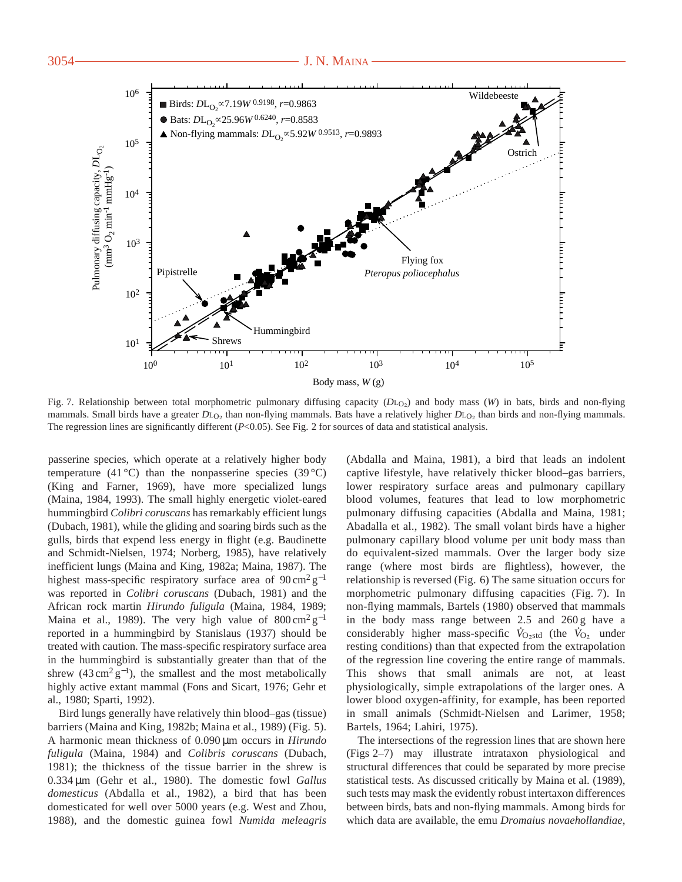Fig. 7. Relationship between total morphometric pulmonary diffusing capacity ($D_{LO_2}$) and body mass ($W$) in bats, birds and non-flying mammals. Small birds have a greater $D_{LO_2}$ than non-flying mammals. Bats have a relatively higher $D_{LO_2}$ than birds and non-flying mammals. The regression lines are significantly different ($P<0.05$). See Fig. 2 for sources of data and statistical analysis.

passerine species, which operate at a relatively higher body temperature (41 °C) than the nonpasserine species (39 °C) (King and Farner, 1969), have more specialized lungs (Maina, 1984, 1993). The small highly energetic violet-eared hummingbird *Colibri coruscans* has remarkably efficient lungs (Dubach, 1981), while the gliding and soaring birds such as the gulls, birds that expend less energy in flight (e.g. Baudinette and Schmidt-Nielsen, 1974; Norberg, 1985), have relatively inefficient lungs (Maina and King, 1982a; Maina, 1987). The highest mass-specific respiratory surface area of $90\,\mathrm{cm^2\,g^{-1}}$ was reported in *Colibri coruscans* (Dubach, 1981) and the African rock martin *Hirundo fuligula* (Maina, 1984, 1989; Maina et al., 1989). The very high value of $800\,\mathrm{cm^2\,g^{-1}}$ reported in a hummingbird by Stanislaus (1937) should be treated with caution. The mass-specific respiratory surface area in the hummingbird is substantially greater than that of the shrew ($43\,\mathrm{cm^2\,g^{-1}}$), the smallest and the most metabolically highly active extant mammal (Fons and Sicart, 1976; Gehr et al., 1980; Sparti, 1992).

Bird lungs generally have relatively thin blood–gas (tissue) barriers (Maina and King, 1982b; Maina et al., 1989) (Fig. 5). A harmonic mean thickness of 0.090 µm occurs in *Hirundo fuligula* (Maina, 1984) and *Colibris coruscans* (Dubach, 1981); the thickness of the tissue barrier in the shrew is 0.334 µm (Gehr et al., 1980). The domestic fowl *Gallus domesticus* (Abdalla et al., 1982), a bird that has been domesticated for well over 5000 years (e.g. West and Zhou, 1988), and the domestic guinea fowl *Numida meleagris* (Abdalla and Maina, 1981), a bird that leads an indolent captive lifestyle, have relatively thicker blood–gas barriers, lower respiratory surface areas and pulmonary capillary blood volumes, features that lead to low morphometric pulmonary diffusing capacities (Abdalla and Maina, 1981; Abadalla et al., 1982). The small volant birds have a higher pulmonary capillary blood volume per unit body mass than do equivalent-sized mammals. Over the larger body size range (where most birds are flightless), however, the relationship is reversed (Fig. 6) The same situation occurs for morphometric pulmonary diffusing capacities (Fig. 7). In non-flying mammals, Bartels (1980) observed that mammals in the body mass range between 2.5 and 260 g have a considerably higher mass-specific $\dot{V}_{O_2\mathrm{std}}$ (the $\dot{V}_{O_2}$ under resting conditions) than that expected from the extrapolation of the regression line covering the entire range of mammals. This shows that small animals are not, at least physiologically, simple extrapolations of the larger ones. A lower blood oxygen-affinity, for example, has been reported in small animals (Schmidt-Nielsen and Larimer, 1958; Bartels, 1964; Lahiri, 1975).

The intersections of the regression lines that are shown here (Figs 2–7) may illustrate intrataxon physiological and structural differences that could be separated by more precise statistical tests. As discussed critically by Maina et al. (1989), such tests may mask the evidently robust intertaxon differences between birds, bats and non-flying mammals. Among birds for which data are available, the emu *Dromaius novaehollandiae*,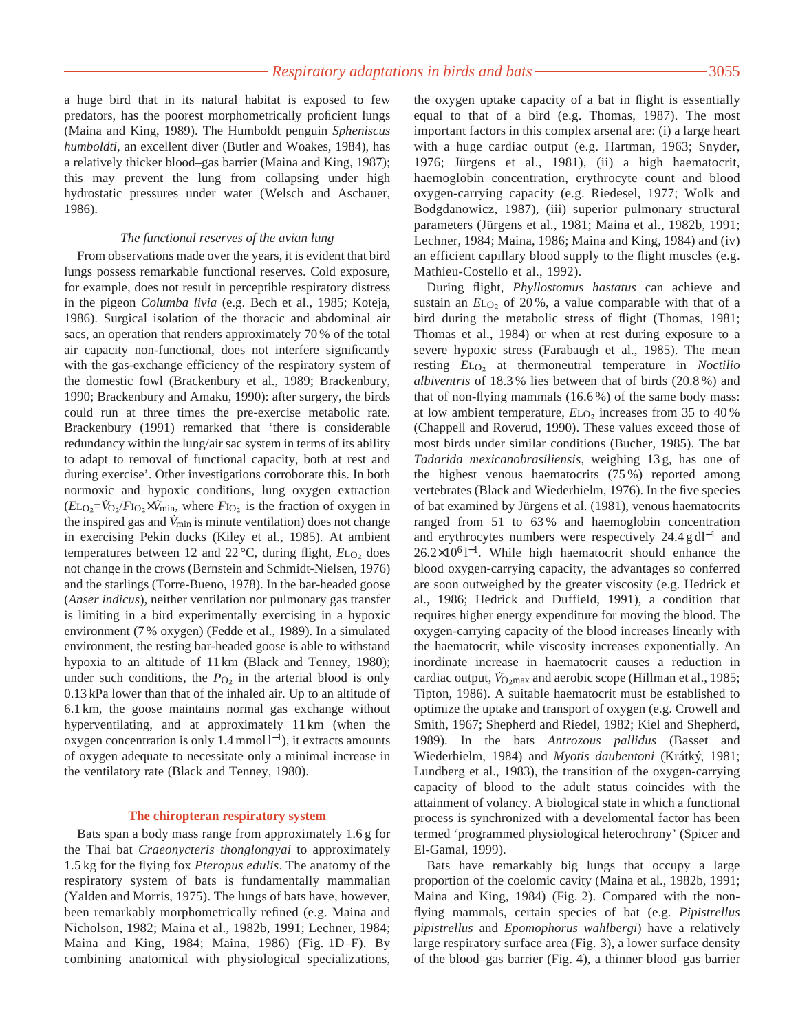a huge bird that in its natural habitat is exposed to few predators, has the poorest morphometrically proficient lungs (Maina and King, 1989). The Humboldt penguin *Spheniscus humboldti*, an excellent diver (Butler and Woakes, 1984), has a relatively thicker blood–gas barrier (Maina and King, 1987); this may prevent the lung from collapsing under high hydrostatic pressures under water (Welsch and Aschauer, 1986).

### *The functional reserves of the avian lung*

From observations made over the years, it is evident that bird lungs possess remarkable functional reserves. Cold exposure, for example, does not result in perceptible respiratory distress in the pigeon *Columba livia* (e.g. Bech et al., 1985; Koteja, 1986). Surgical isolation of the thoracic and abdominal air sacs, an operation that renders approximately 70 % of the total air capacity non-functional, does not interfere significantly with the gas-exchange efficiency of the respiratory system of the domestic fowl (Brackenbury et al., 1989; Brackenbury, 1990; Brackenbury and Amaku, 1990): after surgery, the birds could run at three times the pre-exercise metabolic rate. Brackenbury (1991) remarked that 'there is considerable redundancy within the lung/air sac system in terms of its ability to adapt to removal of functional capacity, both at rest and during exercise'. Other investigations corroborate this. In both normoxic and hypoxic conditions, lung oxygen extraction ($E_{LO_2}=\dot{V}_{O_2}/F_{IO_2}\times\dot{V}_{min}$, where $F_{IO_2}$ is the fraction of oxygen in the inspired gas and $\dot{V}_{min}$ is minute ventilation) does not change in exercising Pekin ducks (Kiley et al., 1985). At ambient temperatures between 12 and 22 °C, during flight, $E_{LO_2}$ does not change in the crows (Bernstein and Schmidt-Nielsen, 1976) and the starlings (Torre-Bueno, 1978). In the bar-headed goose (*Anser indicus*), neither ventilation nor pulmonary gas transfer is limiting in a bird experimentally exercising in a hypoxic environment (7 % oxygen) (Fedde et al., 1989). In a simulated environment, the resting bar-headed goose is able to withstand hypoxia to an altitude of 11 km (Black and Tenney, 1980); under such conditions, the $P_{O_2}$ in the arterial blood is only 0.13 kPa lower than that of the inhaled air. Up to an altitude of 6.1 km, the goose maintains normal gas exchange without hyperventilating, and at approximately 11 km (when the oxygen concentration is only 1.4 mmol l$^{-1}$), it extracts amounts of oxygen adequate to necessitate only a minimal increase in the ventilatory rate (Black and Tenney, 1980).

## The chiropteran respiratory system

Bats span a body mass range from approximately 1.6 g for the Thai bat *Craeonycteris thonglongyai* to approximately 1.5 kg for the flying fox *Pteropus edulis*. The anatomy of the respiratory system of bats is fundamentally mammalian (Yalden and Morris, 1975). The lungs of bats have, however, been remarkably morphometrically refined (e.g. Maina and Nicholson, 1982; Maina et al., 1982b, 1991; Lechner, 1984; Maina and King, 1984; Maina, 1986) (Fig. 1D–F). By combining anatomical with physiological specializations, the oxygen uptake capacity of a bat in flight is essentially equal to that of a bird (e.g. Thomas, 1987). The most important factors in this complex arsenal are: (i) a large heart with a huge cardiac output (e.g. Hartman, 1963; Snyder, 1976; Jürgens et al., 1981), (ii) a high haematocrit, haemoglobin concentration, erythrocyte count and blood oxygen-carrying capacity (e.g. Riedesel, 1977; Wolk and Bodgdanowicz, 1987), (iii) superior pulmonary structural parameters (Jürgens et al., 1981; Maina et al., 1982b, 1991; Lechner, 1984; Maina, 1986; Maina and King, 1984) and (iv) an efficient capillary blood supply to the flight muscles (e.g. Mathieu-Costello et al., 1992).

During flight, *Phyllostomus hastatus* can achieve and sustain an $E_{LO_2}$ of 20 %, a value comparable with that of a bird during the metabolic stress of flight (Thomas, 1981; Thomas et al., 1984) or when at rest during exposure to a severe hypoxic stress (Farabaugh et al., 1985). The mean resting $E_{LO_2}$ at thermoneutral temperature in *Noctilio albiventris* of 18.3 % lies between that of birds (20.8 %) and that of non-flying mammals (16.6 %) of the same body mass: at low ambient temperature, $E_{LO_2}$ increases from 35 to 40 % (Chappell and Roverud, 1990). These values exceed those of most birds under similar conditions (Bucher, 1985). The bat *Tadarida mexicanobrasiliensis*, weighing 13 g, has one of the highest venous haematocrits (75 %) reported among vertebrates (Black and Wiederhielm, 1976). In the five species of bat examined by Jürgens et al. (1981), venous haematocrits ranged from 51 to 63 % and haemoglobin concentration and erythrocytes numbers were respectively 24.4 g dl$^{-1}$ and $26.2\times10^6$ l$^{-1}$. While high haematocrit should enhance the blood oxygen-carrying capacity, the advantages so conferred are soon outweighed by the greater viscosity (e.g. Hedrick et al., 1986; Hedrick and Duffield, 1991), a condition that requires higher energy expenditure for moving the blood. The oxygen-carrying capacity of the blood increases linearly with the haematocrit, while viscosity increases exponentially. An inordinate increase in haematocrit causes a reduction in cardiac output, $\dot{V}_{O_2max}$ and aerobic scope (Hillman et al., 1985; Tipton, 1986). A suitable haematocrit must be established to optimize the uptake and transport of oxygen (e.g. Crowell and Smith, 1967; Shepherd and Riedel, 1982; Kiel and Shepherd, 1989). In the bats *Antrozous pallidus* (Basset and Wiederhielm, 1984) and *Myotis daubentoni* (Krátký, 1981; Lundberg et al., 1983), the transition of the oxygen-carrying capacity of blood to the adult status coincides with the attainment of volancy. A biological state in which a functional process is synchronized with a develomental factor has been termed 'programmed physiological heterochrony' (Spicer and El-Gamal, 1999).

Bats have remarkably big lungs that occupy a large proportion of the coelomic cavity (Maina et al., 1982b, 1991; Maina and King, 1984) (Fig. 2). Compared with the non-flying mammals, certain species of bat (e.g. *Pipistrellus pipistrellus* and *Epomophorus wahlbergi*) have a relatively large respiratory surface area (Fig. 3), a lower surface density of the blood–gas barrier (Fig. 4), a thinner blood–gas barrier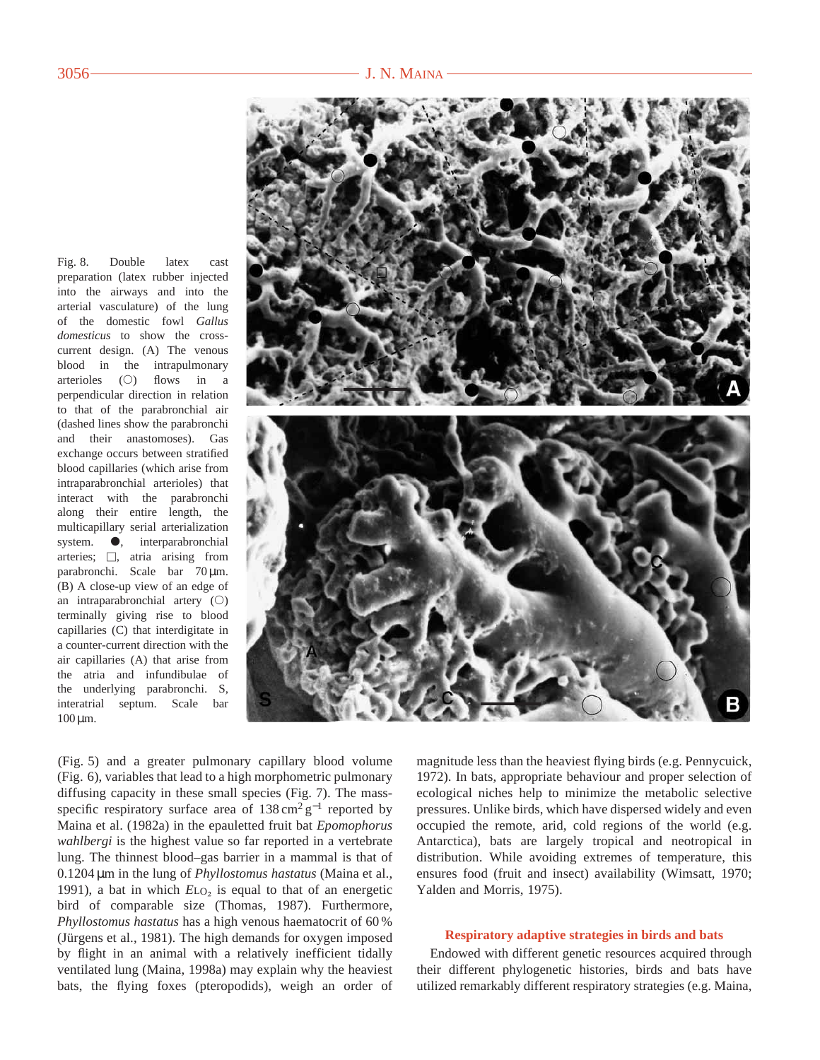Fig. 8. Double latex cast preparation (latex rubber injected into the airways and into the arterial vasculature) of the lung of the domestic fowl *Gallus domesticus* to show the cross-current design. (A) The venous blood in the intrapulmonary arterioles (○) flows in a perpendicular direction in relation to that of the parabronchial air (dashed lines show the parabronchi and their anastomoses). Gas exchange occurs between stratified blood capillaries (which arise from intraparabronchial arterioles) that interact with the parabronchi along their entire length, the multicapillary serial arterialization system. ●, interparabronchial arteries; □, atria arising from parabronchi. Scale bar 70 µm. (B) A close-up view of an edge of an intraparabronchial artery (○) terminally giving rise to blood capillaries (C) that interdigitate in a counter-current direction with the air capillaries (A) that arise from the atria and infundibulae of the underlying parabronchi. S, interatrial septum. Scale bar 100 µm.

(Fig. 5) and a greater pulmonary capillary blood volume (Fig. 6), variables that lead to a high morphometric pulmonary diffusing capacity in these small species (Fig. 7). The mass-specific respiratory surface area of 138 $cm^2\,g^{-1}$ reported by Maina et al. (1982a) in the epauletted fruit bat *Epomophorus wahlbergi* is the highest value so far reported in a vertebrate lung. The thinnest blood–gas barrier in a mammal is that of 0.1204 µm in the lung of *Phyllostomus hastatus* (Maina et al., 1991), a bat in which $E_{LO_2}$ is equal to that of an energetic bird of comparable size (Thomas, 1987). Furthermore, *Phyllostomus hastatus* has a high venous haematocrit of 60 % (Jürgens et al., 1981). The high demands for oxygen imposed by flight in an animal with a relatively inefficient tidally ventilated lung (Maina, 1998a) may explain why the heaviest bats, the flying foxes (pteropodids), weigh an order of magnitude less than the heaviest flying birds (e.g. Pennycuick, 1972). In bats, appropriate behaviour and proper selection of ecological niches help to minimize the metabolic selective pressures. Unlike birds, which have dispersed widely and even occupied the remote, arid, cold regions of the world (e.g. Antarctica), bats are largely tropical and neotropical in distribution. While avoiding extremes of temperature, this ensures food (fruit and insect) availability (Wimsatt, 1970; Yalden and Morris, 1975).

## Respiratory adaptive strategies in birds and bats

Endowed with different genetic resources acquired through their different phylogenetic histories, birds and bats have utilized remarkably different respiratory strategies (e.g. Maina,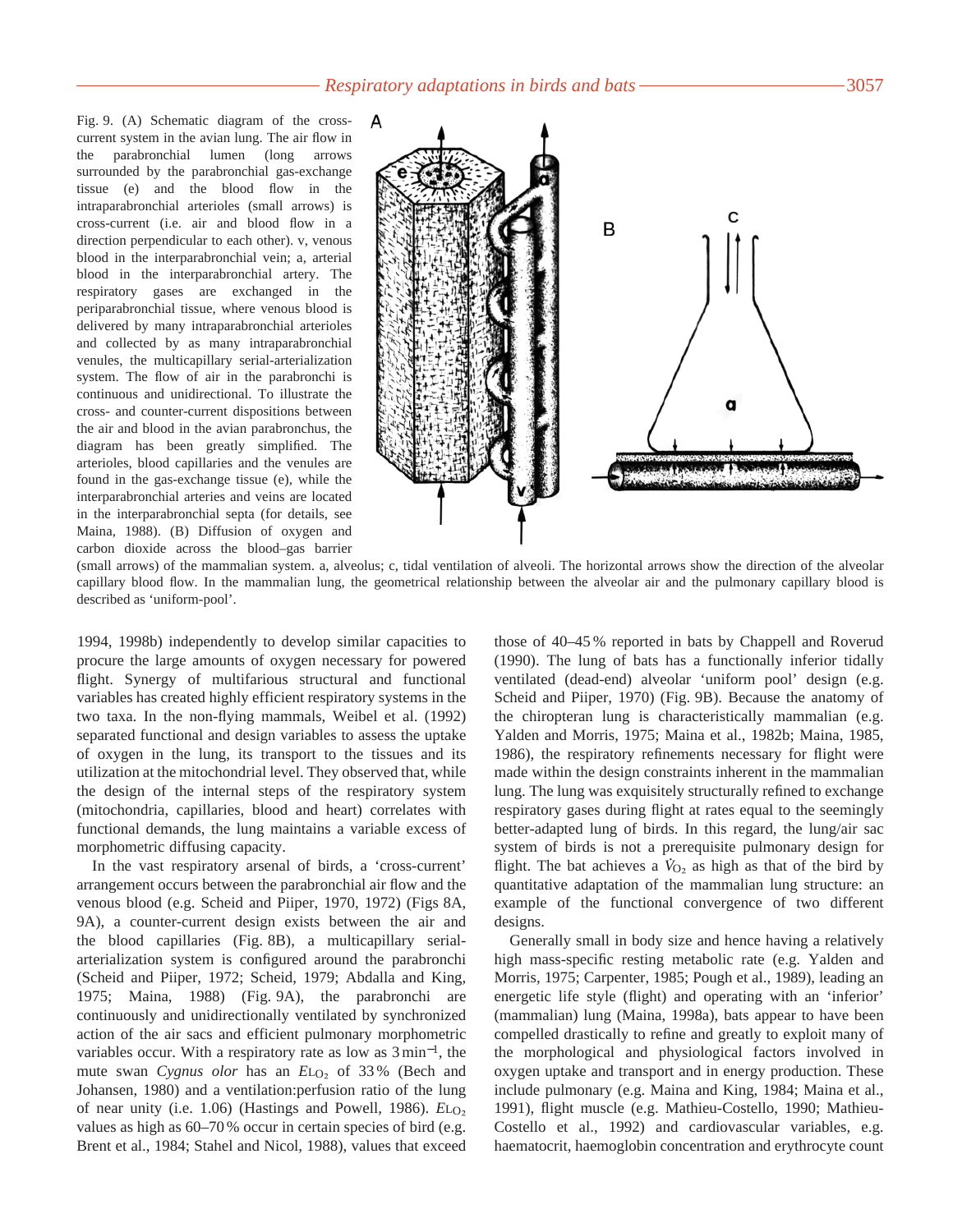Fig. 9. (A) Schematic diagram of the cross-current system in the avian lung. The air flow in the parabronchial lumen (long arrows surrounded by the parabronchial gas-exchange tissue (e) and the blood flow in the intraparabronchial arterioles (small arrows) is cross-current (i.e. air and blood flow in a direction perpendicular to each other). v, venous blood in the interparabronchial vein; a, arterial blood in the interparabronchial artery. The respiratory gases are exchanged in the periparabronchial tissue, where venous blood is delivered by many intraparabronchial arterioles and collected by as many intraparabronchial venules, the multicapillary serial-arterialization system. The flow of air in the parabronchi is continuous and unidirectional. To illustrate the cross- and counter-current dispositions between the air and blood in the avian parabronchus, the diagram has been greatly simplified. The arterioles, blood capillaries and the venules are found in the gas-exchange tissue (e), while the interparabronchial arteries and veins are located in the interparabronchial septa (for details, see Maina, 1988). (B) Diffusion of oxygen and carbon dioxide across the blood–gas barrier (small arrows) of the mammalian system. a, alveolus; c, tidal ventilation of alveoli. The horizontal arrows show the direction of the alveolar capillary blood flow. In the mammalian lung, the geometrical relationship between the alveolar air and the pulmonary capillary blood is described as 'uniform-pool'.

1994, 1998b) independently to develop similar capacities to procure the large amounts of oxygen necessary for powered flight. Synergy of multifarious structural and functional variables has created highly efficient respiratory systems in the two taxa. In the non-flying mammals, Weibel et al. (1992) separated functional and design variables to assess the uptake of oxygen in the lung, its transport to the tissues and its utilization at the mitochondrial level. They observed that, while the design of the internal steps of the respiratory system (mitochondria, capillaries, blood and heart) correlates with functional demands, the lung maintains a variable excess of morphometric diffusing capacity.

In the vast respiratory arsenal of birds, a 'cross-current' arrangement occurs between the parabronchial air flow and the venous blood (e.g. Scheid and Piiper, 1970, 1972) (Figs 8A, 9A), a counter-current design exists between the air and the blood capillaries (Fig. 8B), a multicapillary serial-arterialization system is configured around the parabronchi (Scheid and Piiper, 1972; Scheid, 1979; Abdalla and King, 1975; Maina, 1988) (Fig. 9A), the parabronchi are continuously and unidirectionally ventilated by synchronized action of the air sacs and efficient pulmonary morphometric variables occur. With a respiratory rate as low as $3\,\mathrm{min}^{-1}$, the mute swan *Cygnus olor* has an $E_{LO_2}$ of 33 % (Bech and Johansen, 1980) and a ventilation:perfusion ratio of the lung of near unity (i.e. 1.06) (Hastings and Powell, 1986). $E_{LO_2}$ values as high as 60–70 % occur in certain species of bird (e.g. Brent et al., 1984; Stahel and Nicol, 1988), values that exceed those of 40–45 % reported in bats by Chappell and Roverud (1990). The lung of bats has a functionally inferior tidally ventilated (dead-end) alveolar 'uniform pool' design (e.g. Scheid and Piiper, 1970) (Fig. 9B). Because the anatomy of the chiropteran lung is characteristically mammalian (e.g. Yalden and Morris, 1975; Maina et al., 1982b; Maina, 1985, 1986), the respiratory refinements necessary for flight were made within the design constraints inherent in the mammalian lung. The lung was exquisitely structurally refined to exchange respiratory gases during flight at rates equal to the seemingly better-adapted lung of birds. In this regard, the lung/air sac system of birds is not a prerequisite pulmonary design for flight. The bat achieves a $\dot{V}_{O_2}$ as high as that of the bird by quantitative adaptation of the mammalian lung structure: an example of the functional convergence of two different designs.

Generally small in body size and hence having a relatively high mass-specific resting metabolic rate (e.g. Yalden and Morris, 1975; Carpenter, 1985; Pough et al., 1989), leading an energetic life style (flight) and operating with an 'inferior' (mammalian) lung (Maina, 1998a), bats appear to have been compelled drastically to refine and greatly to exploit many of the morphological and physiological factors involved in oxygen uptake and transport and in energy production. These include pulmonary (e.g. Maina and King, 1984; Maina et al., 1991), flight muscle (e.g. Mathieu-Costello, 1990; Mathieu-Costello et al., 1992) and cardiovascular variables, e.g. haematocrit, haemoglobin concentration and erythrocyte count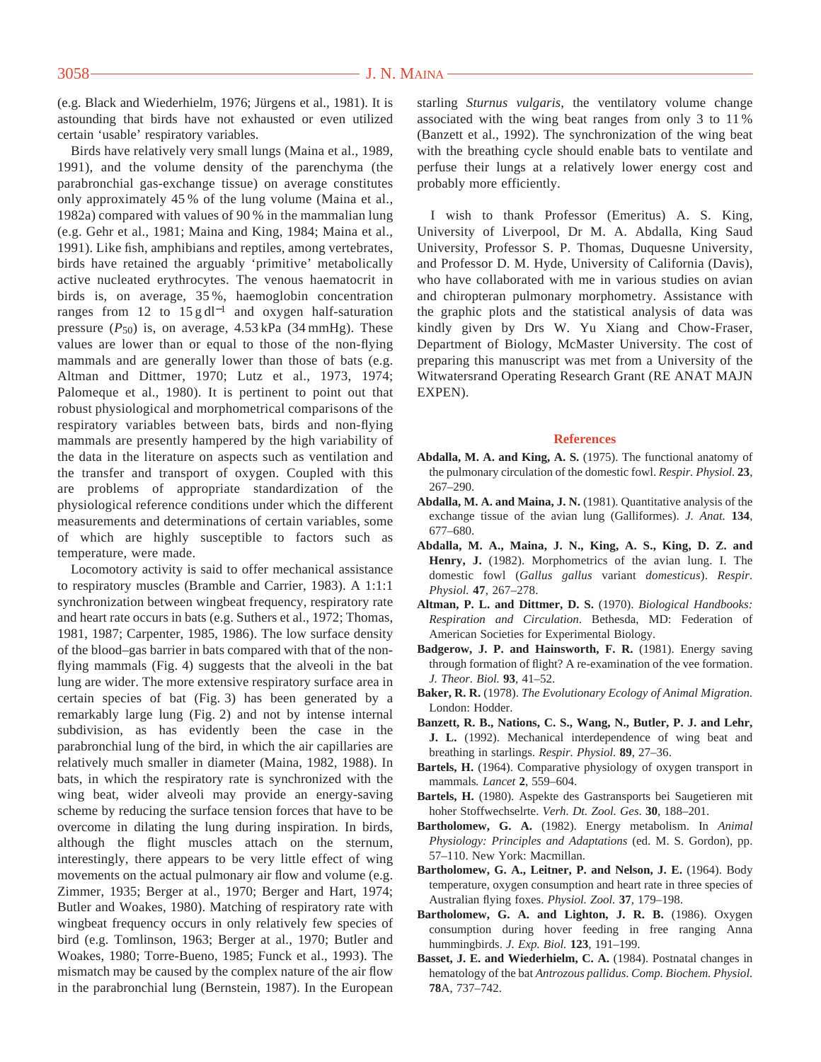(e.g. Black and Wiederhielm, 1976; Jürgens et al., 1981). It is astounding that birds have not exhausted or even utilized certain 'usable' respiratory variables.

Birds have relatively very small lungs (Maina et al., 1989, 1991), and the volume density of the parenchyma (the parabronchial gas-exchange tissue) on average constitutes only approximately 45 % of the lung volume (Maina et al., 1982a) compared with values of 90 % in the mammalian lung (e.g. Gehr et al., 1981; Maina and King, 1984; Maina et al., 1991). Like fish, amphibians and reptiles, among vertebrates, birds have retained the arguably 'primitive' metabolically active nucleated erythrocytes. The venous haematocrit in birds is, on average, 35 %, haemoglobin concentration ranges from 12 to 15 g dl$^{-1}$ and oxygen half-saturation pressure ($P_{50}$) is, on average, 4.53 kPa (34 mmHg). These values are lower than or equal to those of the non-flying mammals and are generally lower than those of bats (e.g. Altman and Dittmer, 1970; Lutz et al., 1973, 1974; Palomeque et al., 1980). It is pertinent to point out that robust physiological and morphometrical comparisons of the respiratory variables between bats, birds and non-flying mammals are presently hampered by the high variability of the data in the literature on aspects such as ventilation and the transfer and transport of oxygen. Coupled with this are problems of appropriate standardization of the physiological reference conditions under which the different measurements and determinations of certain variables, some of which are highly susceptible to factors such as temperature, were made.

Locomotory activity is said to offer mechanical assistance to respiratory muscles (Bramble and Carrier, 1983). A 1:1:1 synchronization between wingbeat frequency, respiratory rate and heart rate occurs in bats (e.g. Suthers et al., 1972; Thomas, 1981, 1987; Carpenter, 1985, 1986). The low surface density of the blood–gas barrier in bats compared with that of the non-flying mammals (Fig. 4) suggests that the alveoli in the bat lung are wider. The more extensive respiratory surface area in certain species of bat (Fig. 3) has been generated by a remarkably large lung (Fig. 2) and not by intense internal subdivision, as has evidently been the case in the parabronchial lung of the bird, in which the air capillaries are relatively much smaller in diameter (Maina, 1982, 1988). In bats, in which the respiratory rate is synchronized with the wing beat, wider alveoli may provide an energy-saving scheme by reducing the surface tension forces that have to be overcome in dilating the lung during inspiration. In birds, although the flight muscles attach on the sternum, interestingly, there appears to be very little effect of wing movements on the actual pulmonary air flow and volume (e.g. Zimmer, 1935; Berger at al., 1970; Berger and Hart, 1974; Butler and Woakes, 1980). Matching of respiratory rate with wingbeat frequency occurs in only relatively few species of bird (e.g. Tomlinson, 1963; Berger at al., 1970; Butler and Woakes, 1980; Torre-Bueno, 1985; Funck et al., 1993). The mismatch may be caused by the complex nature of the air flow in the parabronchial lung (Bernstein, 1987). In the European starling *Sturnus vulgaris*, the ventilatory volume change associated with the wing beat ranges from only 3 to 11 % (Banzett et al., 1992). The synchronization of the wing beat with the breathing cycle should enable bats to ventilate and perfuse their lungs at a relatively lower energy cost and probably more efficiently.

I wish to thank Professor (Emeritus) A. S. King, University of Liverpool, Dr M. A. Abdalla, King Saud University, Professor S. P. Thomas, Duquesne University, and Professor D. M. Hyde, University of California (Davis), who have collaborated with me in various studies on avian and chiropteran pulmonary morphometry. Assistance with the graphic plots and the statistical analysis of data was kindly given by Drs W. Yu Xiang and Chow-Fraser, Department of Biology, McMaster University. The cost of preparing this manuscript was met from a University of the Witwatersrand Operating Research Grant (RE ANAT MAJN EXPEN).

## References

**Abdalla, M. A. and King, A. S.** (1975). The functional anatomy of the pulmonary circulation of the domestic fowl. *Respir. Physiol.* **23**, 267–290.

**Abdalla, M. A. and Maina, J. N.** (1981). Quantitative analysis of the exchange tissue of the avian lung (Galliformes). *J. Anat.* **134**, 677–680.

**Abdalla, M. A., Maina, J. N., King, A. S., King, D. Z. and Henry, J.** (1982). Morphometrics of the avian lung. I. The domestic fowl (*Gallus gallus* variant *domesticus*). *Respir. Physiol.* **47**, 267–278.

**Altman, P. L. and Dittmer, D. S.** (1970). *Biological Handbooks: Respiration and Circulation*. Bethesda, MD: Federation of American Societies for Experimental Biology.

**Badgerow, J. P. and Hainsworth, F. R.** (1981). Energy saving through formation of flight? A re-examination of the vee formation. *J. Theor. Biol.* **93**, 41–52.

**Baker, R. R.** (1978). *The Evolutionary Ecology of Animal Migration.* London: Hodder.

**Banzett, R. B., Nations, C. S., Wang, N., Butler, P. J. and Lehr, J. L.** (1992). Mechanical interdependence of wing beat and breathing in starlings. *Respir. Physiol.* **89**, 27–36.

**Bartels, H.** (1964). Comparative physiology of oxygen transport in mammals*. Lancet* **2**, 559–604.

**Bartels, H.** (1980). Aspekte des Gastransports bei Saugetieren mit hoher Stoffwechselrte. *Verh. Dt. Zool. Ges.* **30**, 188–201.

**Bartholomew, G. A.** (1982). Energy metabolism. In *Animal Physiology: Principles and Adaptations* (ed. M. S. Gordon), pp. 57–110. New York: Macmillan.

**Bartholomew, G. A., Leitner, P. and Nelson, J. E.** (1964). Body temperature, oxygen consumption and heart rate in three species of Australian flying foxes. *Physiol. Zool.* **37**, 179–198.

**Bartholomew, G. A. and Lighton, J. R. B.** (1986). Oxygen consumption during hover feeding in free ranging Anna hummingbirds. *J. Exp. Biol.* **123**, 191–199.

**Basset, J. E. and Wiederhielm, C. A.** (1984). Postnatal changes in hematology of the bat *Antrozous pallidus*. *Comp. Biochem. Physiol.* **78**A, 737–742.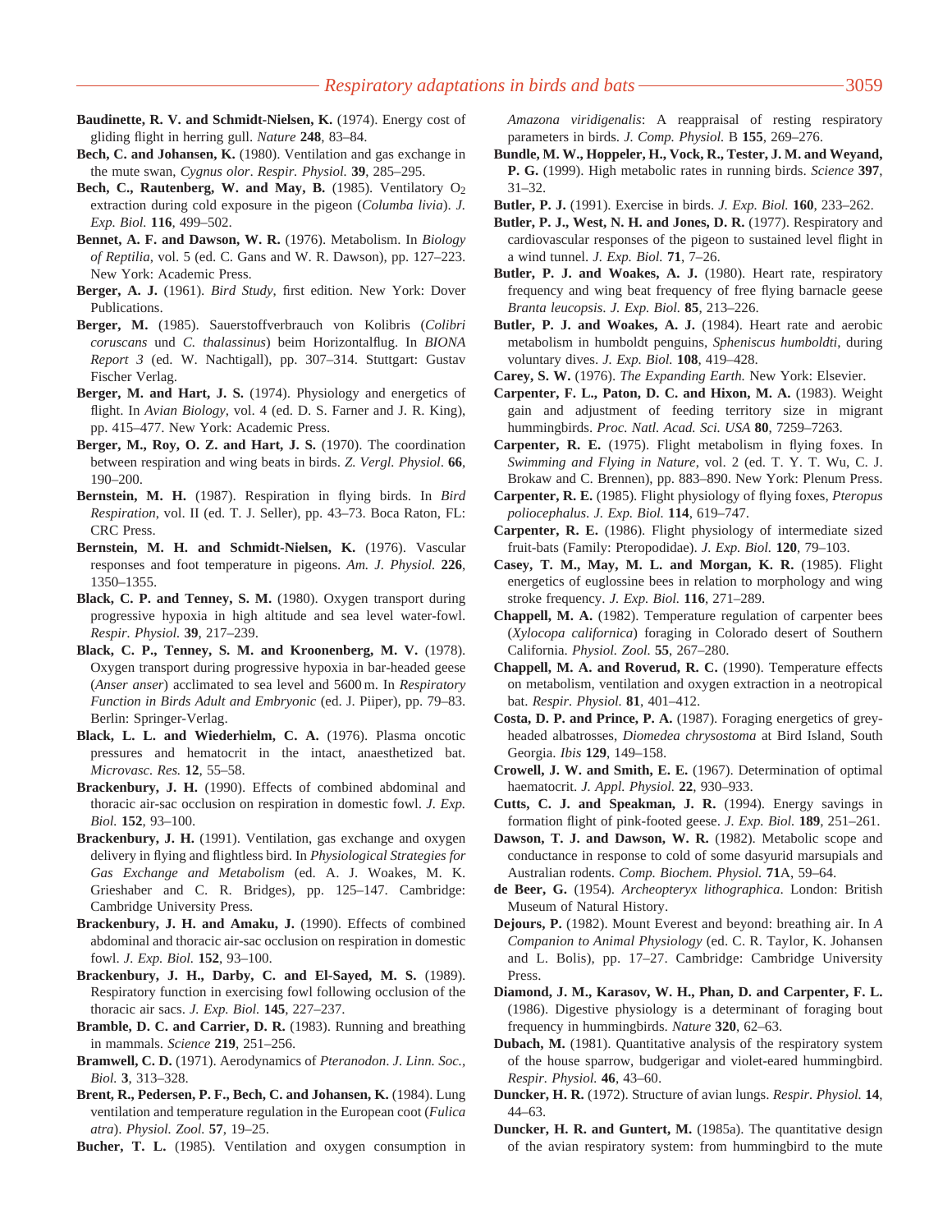**Baudinette, R. V. and Schmidt-Nielsen, K.** (1974). Energy cost of gliding flight in herring gull. *Nature* **248**, 83–84.

**Bech, C. and Johansen, K.** (1980). Ventilation and gas exchange in the mute swan, *Cygnus olor*. *Respir. Physiol.* **39**, 285–295.

**Bech, C., Rautenberg, W. and May, B.** (1985). Ventilatory $O_2$ extraction during cold exposure in the pigeon (*Columba livia*). *J. Exp. Biol.* **116**, 499–502.

**Bennet, A. F. and Dawson, W. R.** (1976). Metabolism. In *Biology of Reptilia*, vol. 5 (ed. C. Gans and W. R. Dawson), pp. 127–223. New York: Academic Press.

**Berger, A. J.** (1961). *Bird Study*, first edition. New York: Dover Publications.

**Berger, M.** (1985). Sauerstoffverbrauch von Kolibris (*Colibri coruscans* und *C. thalassinus*) beim Horizontalflug. In *BIONA Report 3* (ed. W. Nachtigall), pp. 307–314. Stuttgart: Gustav Fischer Verlag.

**Berger, M. and Hart, J. S.** (1974). Physiology and energetics of flight. In *Avian Biology*, vol. 4 (ed. D. S. Farner and J. R. King), pp. 415–477. New York: Academic Press.

**Berger, M., Roy, O. Z. and Hart, J. S.** (1970). The coordination between respiration and wing beats in birds. *Z. Vergl. Physiol*. **66**, 190–200.

**Bernstein, M. H.** (1987). Respiration in flying birds. In *Bird Respiration*, vol. II (ed. T. J. Seller), pp. 43–73. Boca Raton, FL: CRC Press.

**Bernstein, M. H. and Schmidt-Nielsen, K.** (1976). Vascular responses and foot temperature in pigeons. *Am. J. Physiol.* **226**, 1350–1355.

**Black, C. P. and Tenney, S. M.** (1980). Oxygen transport during progressive hypoxia in high altitude and sea level water-fowl. *Respir. Physiol.* **39**, 217–239.

**Black, C. P., Tenney, S. M. and Kroonenberg, M. V.** (1978). Oxygen transport during progressive hypoxia in bar-headed geese (*Anser anser*) acclimated to sea level and 5600 m. In *Respiratory Function in Birds Adult and Embryonic* (ed. J. Piiper), pp. 79–83. Berlin: Springer-Verlag.

**Black, L. L. and Wiederhielm, C. A.** (1976). Plasma oncotic pressures and hematocrit in the intact, anaesthetized bat. *Microvasc. Res.* **12**, 55–58.

**Brackenbury, J. H.** (1990). Effects of combined abdominal and thoracic air-sac occlusion on respiration in domestic fowl. *J. Exp. Biol.* **152**, 93–100.

**Brackenbury, J. H.** (1991). Ventilation, gas exchange and oxygen delivery in flying and flightless bird. In *Physiological Strategies for Gas Exchange and Metabolism* (ed. A. J. Woakes, M. K. Grieshaber and C. R. Bridges), pp. 125–147. Cambridge: Cambridge University Press.

**Brackenbury, J. H. and Amaku, J.** (1990). Effects of combined abdominal and thoracic air-sac occlusion on respiration in domestic fowl. *J. Exp. Biol.* **152**, 93–100.

**Brackenbury, J. H., Darby, C. and El-Sayed, M. S.** (1989). Respiratory function in exercising fowl following occlusion of the thoracic air sacs. *J. Exp. Biol.* **145**, 227–237.

**Bramble, D. C. and Carrier, D. R.** (1983). Running and breathing in mammals. *Science* **219**, 251–256.

**Bramwell, C. D.** (1971). Aerodynamics of *Pteranodon*. *J. Linn. Soc., Biol.* **3**, 313–328.

**Brent, R., Pedersen, P. F., Bech, C. and Johansen, K.** (1984). Lung ventilation and temperature regulation in the European coot (*Fulica atra*). *Physiol. Zool.* **57**, 19–25.

**Bucher, T. L.** (1985). Ventilation and oxygen consumption in *Amazona viridigenalis*: A reappraisal of resting respiratory parameters in birds. *J. Comp. Physiol.* B **155**, 269–276.

**Bundle, M. W., Hoppeler, H., Vock, R., Tester, J. M. and Weyand, P. G.** (1999). High metabolic rates in running birds. *Science* **397**, 31–32.

**Butler, P. J.** (1991). Exercise in birds. *J. Exp. Biol.* **160**, 233–262.

**Butler, P. J., West, N. H. and Jones, D. R.** (1977). Respiratory and cardiovascular responses of the pigeon to sustained level flight in a wind tunnel. *J. Exp. Biol.* **71**, 7–26.

**Butler, P. J. and Woakes, A. J.** (1980). Heart rate, respiratory frequency and wing beat frequency of free flying barnacle geese *Branta leucopsis*. *J. Exp. Biol.* **85**, 213–226.

**Butler, P. J. and Woakes, A. J.** (1984). Heart rate and aerobic metabolism in humbold penguins, *Spheniscus humboldti*, during voluntary dives. *J. Exp. Biol.* **108**, 419–428.

**Carey, S. W.** (1976). *The Expanding Earth.* New York: Elsevier.

**Carpenter, F. L., Paton, D. C. and Hixon, M. A.** (1983). Weight gain and adjustment of feeding territory size in migrant hummingbirds. *Proc. Natl. Acad. Sci. USA* **80**, 7259–7263.

**Carpenter, R. E.** (1975). Flight metabolism in flying foxes. In *Swimming and Flying in Nature*, vol. 2 (ed. T. Y. T. Wu, C. J. Brokaw and C. Brennen), pp. 883–890. New York: Plenum Press.

**Carpenter, R. E.** (1985). Flight physiology of flying foxes, *Pteropus poliocephalus*. *J. Exp. Biol.* **114**, 619–747.

**Carpenter, R. E.** (1986). Flight physiology of intermediate sized fruit-bats (Family: Pteropodidae). *J. Exp. Biol.* **120**, 79–103.

**Casey, T. M., May, M. L. and Morgan, K. R.** (1985). Flight energetics of euglossine bees in relation to morphology and wing stroke frequency. *J. Exp. Biol.* **116**, 271–289.

**Chappell, M. A.** (1982). Temperature regulation of carpenter bees (*Xylocopa californica*) foraging in Colorado desert of Southern California. *Physiol. Zool.* **55**, 267–280.

**Chappell, M. A. and Roverud, R. C.** (1990). Temperature effects on metabolism, ventilation and oxygen extraction in a neotropical bat. *Respir. Physiol.* **81**, 401–412.

**Costa, D. P. and Prince, P. A.** (1987). Foraging energetics of grey-headed albatrosses, *Diomedea chrysostoma* at Bird Island, South Georgia. *Ibis* **129**, 149–158.

**Crowell, J. W. and Smith, E. E.** (1967). Determination of optimal haematocrit. *J. Appl. Physiol.* **22**, 930–933.

**Cutts, C. J. and Speakman, J. R.** (1994). Energy savings in formation flight of pink-footed geese. *J. Exp. Biol.* **189**, 251–261.

**Dawson, T. J. and Dawson, W. R.** (1982). Metabolic scope and conductance in response to cold of some dasyurid marsupials and Australian rodents. *Comp. Biochem. Physiol.* **71**A, 59–64.

**de Beer, G.** (1954). *Archeopteryx lithographica*. London: British Museum of Natural History.

**Dejours, P.** (1982). Mount Everest and beyond: breathing air. In *A Companion to Animal Physiology* (ed. C. R. Taylor, K. Johansen and L. Bolis), pp. 17–27. Cambridge: Cambridge University Press.

**Diamond, J. M., Karasov, W. H., Phan, D. and Carpenter, F. L.** (1986). Digestive physiology is a determinant of foraging bout frequency in hummingbirds. *Nature* **320**, 62–63.

**Dubach, M.** (1981). Quantitative analysis of the respiratory system of the house sparrow, budgerigar and violet-eared hummingbird. *Respir. Physiol.* **46**, 43–60.

**Duncker, H. R.** (1972). Structure of avian lungs. *Respir. Physiol.* **14**, 44–63.

**Duncker, H. R. and Guntert, M.** (1985a). The quantitative design of the avian respiratory system: from hummingbird to the mute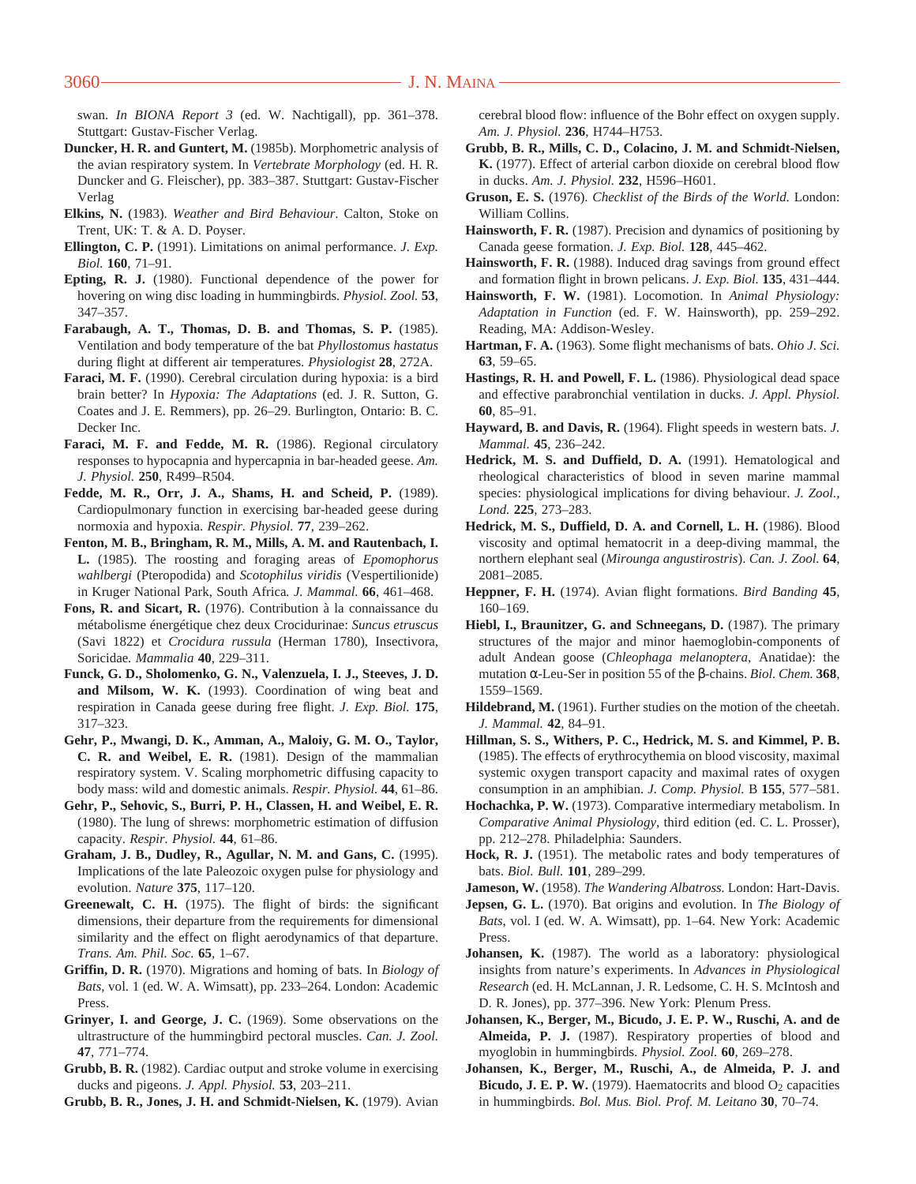swan. *In BIONA Report 3* (ed. W. Nachtigall), pp. 361–378. Stuttgart: Gustav-Fischer Verlag.

**Duncker, H. R. and Guntert, M.** (1985b). Morphometric analysis of the avian respiratory system. In *Vertebrate Morphology* (ed. H. R. Duncker and G. Fleischer), pp. 383–387. Stuttgart: Gustav-Fischer Verlag

**Elkins, N.** (1983). *Weather and Bird Behaviour*. Calton, Stoke on Trent, UK: T. & A. D. Poyser.

**Ellington, C. P.** (1991). Limitations on animal performance. *J. Exp. Biol.* **160**, 71–91.

**Epting, R. J.** (1980). Functional dependence of the power for hovering on wing disc loading in hummingbirds. *Physiol. Zool.* **53**, 347–357.

**Farabaugh, A. T., Thomas, D. B. and Thomas, S. P.** (1985). Ventilation and body temperature of the bat *Phyllostomus hastatus* during flight at different air temperatures. *Physiologist* **28**, 272A.

**Faraci, M. F.** (1990). Cerebral circulation during hypoxia: is a bird brain better? In *Hypoxia: The Adaptations* (ed. J. R. Sutton, G. Coates and J. E. Remmers), pp. 26–29. Burlington, Ontario: B. C. Decker Inc.

**Faraci, M. F. and Fedde, M. R.** (1986). Regional circulatory responses to hypocapnia and hypercapnia in bar-headed geese. *Am. J. Physiol.* **250**, R499–R504.

**Fedde, M. R., Orr, J. A., Shams, H. and Scheid, P.** (1989). Cardiopulmonary function in exercising bar-headed geese during normoxia and hypoxia. *Respir. Physiol.* **77**, 239–262.

**Fenton, M. B., Bringham, R. M., Mills, A. M. and Rautenbach, I. L.** (1985). The roosting and foraging areas of *Epomophorus wahlbergi* (Pteropodida) and *Scotophilus viridis* (Vespertilionide) in Kruger National Park, South Africa. *J. Mammal.* **66**, 461–468.

**Fons, R. and Sicart, R.** (1976). Contribution à la connaissance du métabolisme énergétique chez deux Crocidurinae: *Suncus etruscus* (Savi 1822) et *Crocidura russula* (Herman 1780), Insectivora, Soricidae. *Mammalia* **40**, 229–311.

**Funck, G. D., Sholomenko, G. N., Valenzuela, I. J., Steeves, J. D. and Milsom, W. K.** (1993). Coordination of wing beat and respiration in Canada geese during free flight. *J. Exp. Biol.* **175**, 317–323.

**Gehr, P., Mwangi, D. K., Amman, A., Maloiy, G. M. O., Taylor, C. R. and Weibel, E. R.** (1981). Design of the mammalian respiratory system. V. Scaling morphometric diffusing capacity to body mass: wild and domestic animals. *Respir. Physiol.* **44**, 61–86.

**Gehr, P., Sehovic, S., Burri, P. H., Classen, H. and Weibel, E. R.** (1980). The lung of shrews: morphometric estimation of diffusion capacity. *Respir. Physiol.* **44**, 61–86.

**Graham, J. B., Dudley, R., Agullar, N. M. and Gans, C.** (1995). Implications of the late Paleozoic oxygen pulse for physiology and evolution. *Nature* **375**, 117–120.

**Greenewalt, C. H.** (1975). The flight of birds: the significant dimensions, their departure from the requirements for dimensional similarity and the effect on flight aerodynamics of that departure. *Trans. Am. Phil. Soc.* **65**, 1–67.

**Griffin, D. R.** (1970). Migrations and homing of bats. In *Biology of Bats*, vol. 1 (ed. W. A. Wimsatt), pp. 233–264. London: Academic Press.

**Grinyer, I. and George, J. C.** (1969). Some observations on the ultrastructure of the hummingbird pectoral muscles. *Can. J. Zool.* **47**, 771–774.

**Grubb, B. R.** (1982). Cardiac output and stroke volume in exercising ducks and pigeons. *J. Appl. Physiol.* **53**, 203–211.

**Grubb, B. R., Jones, J. H. and Schmidt-Nielsen, K.** (1979). Avian cerebral blood flow: influence of the Bohr effect on oxygen supply. *Am. J. Physiol.* **236**, H744–H753.

**Grubb, B. R., Mills, C. D., Colacino, J. M. and Schmidt-Nielsen, K.** (1977). Effect of arterial carbon dioxide on cerebral blood flow in ducks. *Am. J. Physiol.* **232**, H596–H601.

**Gruson, E. S.** (1976). *Checklist of the Birds of the World.* London: William Collins.

**Hainsworth, F. R.** (1987). Precision and dynamics of positioning by Canada geese formation. *J. Exp. Biol.* **128**, 445–462.

**Hainsworth, F. R.** (1988). Induced drag savings from ground effect and formation flight in brown pelicans. *J. Exp. Biol.* **135**, 431–444.

**Hainsworth, F. W.** (1981). Locomotion. In *Animal Physiology: Adaptation in Function* (ed. F. W. Hainsworth), pp. 259–292. Reading, MA: Addison-Wesley.

**Hartman, F. A.** (1963). Some flight mechanisms of bats. *Ohio J. Sci.* **63**, 59–65.

**Hastings, R. H. and Powell, F. L.** (1986). Physiological dead space and effective parabronchial ventilation in ducks. *J. Appl. Physiol.* **60**, 85–91.

**Hayward, B. and Davis, R.** (1964). Flight speeds in western bats. *J. Mammal.* **45**, 236–242.

**Hedrick, M. S. and Duffield, D. A.** (1991). Hematological and rheological characteristics of blood in seven marine mammal species: physiological implications for diving behaviour. *J. Zool., Lond.* **225**, 273–283.

**Hedrick, M. S., Duffield, D. A. and Cornell, L. H.** (1986). Blood viscosity and optimal hematocrit in a deep-diving mammal, the northern elephant seal (*Mirounga angustirostris*). *Can. J. Zool.* **64**, 2081–2085.

**Heppner, F. H.** (1974). Avian flight formations. *Bird Banding* **45**, 160–169.

**Hiebl, I., Braunitzer, G. and Schneegans, D.** (1987). The primary structures of the major and minor haemoglobin-components of adult Andean goose (*Chleophaga melanoptera*, Anatidae): the mutation α-Leu-Ser in position 55 of the β-chains. *Biol. Chem.* **368**, 1559–1569.

**Hildebrand, M.** (1961). Further studies on the motion of the cheetah. *J. Mammal.* **42**, 84–91.

**Hillman, S. S., Withers, P. C., Hedrick, M. S. and Kimmel, P. B.** (1985). The effects of erythrocythemia on blood viscosity, maximal systemic oxygen transport capacity and maximal rates of oxygen consumption in an amphibian. *J. Comp. Physiol.* B **155**, 577–581.

**Hochachka, P. W.** (1973). Comparative intermediary metabolism. In *Comparative Animal Physiology*, third edition (ed. C. L. Prosser), pp. 212–278. Philadelphia: Saunders.

**Hock, R. J.** (1951). The metabolic rates and body temperatures of bats. *Biol. Bull.* **101**, 289–299.

**Jameson, W.** (1958). *The Wandering Albatross.* London: Hart-Davis.

**Jepsen, G. L.** (1970). Bat origins and evolution. In *The Biology of Bats*, vol. I (ed. W. A. Wimsatt), pp. 1–64. New York: Academic Press.

**Johansen, K.** (1987). The world as a laboratory: physiological insights from nature's experiments. In *Advances in Physiological Research* (ed. H. McLannan, J. R. Ledsome, C. H. S. McIntosh and D. R. Jones), pp. 377–396. New York: Plenum Press.

**Johansen, K., Berger, M., Bicudo, J. E. P. W., Ruschi, A. and de Almeida, P. J.** (1987). Respiratory properties of blood and myoglobin in hummingbirds. *Physiol. Zool.* **60**, 269–278.

**Johansen, K., Berger, M., Ruschi, A., de Almeida, P. J. and Bicudo, J. E. P. W.** (1979). Haematocrits and blood $O_2$ capacities in hummingbirds. *Bol. Mus. Biol. Prof. M. Leitano* **30**, 70–74.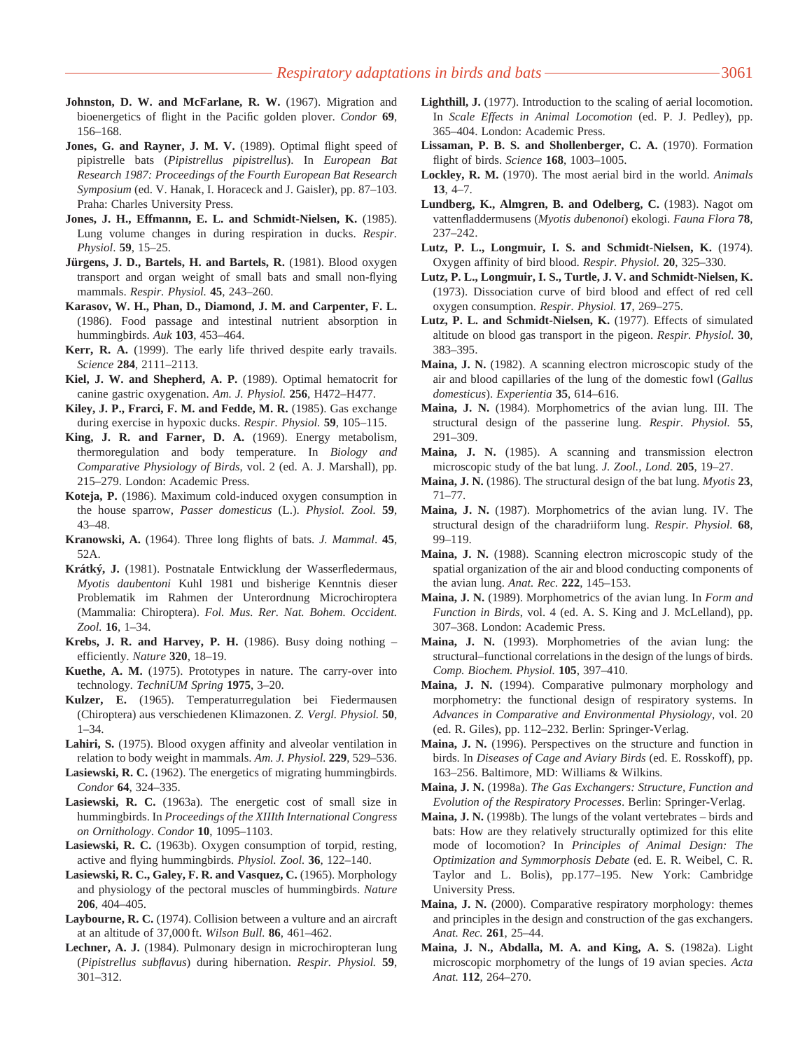**Johnston, D. W. and McFarlane, R. W.** (1967). Migration and bioenergetics of flight in the Pacific golden plover. *Condor* **69**, 156–168.

**Jones, G. and Rayner, J. M. V.** (1989). Optimal flight speed of pipistrelle bats (*Pipistrellus pipistrellus*). In *European Bat Research 1987: Proceedings of the Fourth European Bat Research Symposium* (ed. V. Hanak, I. Horaceck and J. Gaisler), pp. 87–103. Praha: Charles University Press.

**Jones, J. H., Effmannn, E. L. and Schmidt-Nielsen, K.** (1985). Lung volume changes in during respiration in ducks. *Respir. Physiol*. **59**, 15–25.

**Jürgens, J. D., Bartels, H. and Bartels, R.** (1981). Blood oxygen transport and organ weight of small bats and small non-flying mammals. *Respir. Physiol.* **45**, 243–260.

**Karasov, W. H., Phan, D., Diamond, J. M. and Carpenter, F. L.** (1986). Food passage and intestinal nutrient absorption in hummingbirds. *Auk* **103**, 453–464.

**Kerr, R. A.** (1999). The early life thrived despite early travails. *Science* **284**, 2111–2113.

**Kiel, J. W. and Shepherd, A. P.** (1989). Optimal hematocrit for canine gastric oxygenation. *Am. J. Physiol.* **256**, H472–H477.

**Kiley, J. P., Fraci, F. M. and Fedde, M. R.** (1985). Gas exchange during exercise in hypoxic ducks. *Respir. Physiol.* **59**, 105–115.

**King, J. R. and Farner, D. A.** (1969). Energy metabolism, thermoregulation and body temperature. In *Biology and Comparative Physiology of Birds*, vol. 2 (ed. A. J. Marshall), pp. 215–279. London: Academic Press.

**Koteja, P.** (1986). Maximum cold-induced oxygen consumption in the house sparrow, *Passer domesticus* (L.). *Physiol. Zool.* **59**, 43–48.

**Kranowski, A.** (1964). Three long flights of bats. *J. Mammal*. **45**, 52A.

**Krátký, J.** (1981). Postnatale Entwicklung der Wasserfledermaus, *Myotis daubentoni* Kuhl 1981 und bisherige Kenntnis dieser Problematik im Rahmen der Unterordnung Microchiroptera (Mammalia: Chiroptera). *Fol. Mus. Rer. Nat. Bohem. Occident. Zool.* **16**, 1–34.

**Krebs, J. R. and Harvey, P. H.** (1986). Busy doing nothing – efficiently. *Nature* **320**, 18–19.

**Kuethe, A. M.** (1975). Prototypes in nature. The carry-over into technology. *TechniUM Spring* **1975**, 3–20.

**Kulzer, E.** (1965). Temperaturregulation bei Fiedermausen (Chiroptera) aus verschiedenen Klimazonen. *Z. Vergl. Physiol.* **50**, 1–34.

**Lahiri, S.** (1975). Blood oxygen affinity and alveolar ventilation in relation to body weight in mammals. *Am. J. Physiol.* **229**, 529–536.

**Lasiewski, R. C.** (1962). The energetics of migrating hummingbirds. *Condor* **64**, 324–335.

**Lasiewski, R. C.** (1963a). The energetic cost of small size in hummingbirds. In *Proceedings of the XIIIth International Congress on Ornithology*. *Condor* **10**, 1095–1103.

**Lasiewski, R. C.** (1963b). Oxygen consumption of torpid, resting, active and flying hummingbirds. *Physiol. Zool.* **36**, 122–140.

**Lasiewski, R. C., Galey, F. R. and Vasquez, C.** (1965). Morphology and physiology of the pectoral muscles of hummingbirds. *Nature* **206**, 404–405.

**Laybourne, R. C.** (1974). Collision between a vulture and an aircraft at an altitude of 37,000 ft. *Wilson Bull.* **86**, 461–462.

**Lechner, A. J.** (1984). Pulmonary design in microchiropteran lung (*Pipistrellus subflavus*) during hibernation. *Respir. Physiol.* **59**, 301–312.

**Lighthill, J.** (1977). Introduction to the scaling of aerial locomotion. In *Scale Effects in Animal Locomotion* (ed. P. J. Pedley), pp. 365–404. London: Academic Press.

**Lissaman, P. B. S. and Shollenberger, C. A.** (1970). Formation flight of birds. *Science* **168**, 1003–1005.

**Lockley, R. M.** (1970). The most aerial bird in the world. *Animals* **13**, 4–7.

**Lundberg, K., Almgren, B. and Odelberg, C.** (1983). Nagot om vattenfladdermusens (*Myotis dubenonoi*) ekologi. *Fauna Flora* **78**, 237–242.

**Lutz, P. L., Longmuir, I. S. and Schmidt-Nielsen, K.** (1974). Oxygen affinity of bird blood. *Respir. Physiol.* **20**, 325–330.

**Lutz, P. L., Longmuir, I. S., Turtle, J. V. and Schmidt-Nielsen, K.** (1973). Dissociation curve of bird blood and effect of red cell oxygen consumption. *Respir. Physiol.* **17**, 269–275.

**Lutz, P. L. and Schmidt-Nielsen, K.** (1977). Effects of simulated altitude on blood gas transport in the pigeon. *Respir. Physiol.* **30**, 383–395.

**Maina, J. N.** (1982). A scanning electron microscopic study of the air and blood capillaries of the lung of the domestic fowl (*Gallus domesticus*). *Experientia* **35**, 614–616.

**Maina, J. N.** (1984). Morphometrics of the avian lung. III. The structural design of the passerine lung. *Respir. Physiol.* **55**, 291–309.

**Maina, J. N.** (1985). A scanning and transmission electron microscopic study of the bat lung. *J. Zool., Lond.* **205**, 19–27.

**Maina, J. N.** (1986). The structural design of the bat lung. *Myotis* **23**, 71–77.

**Maina, J. N.** (1987). Morphometrics of the avian lung. IV. The structural design of the charadriiform lung. *Respir. Physiol.* **68**, 99–119.

**Maina, J. N.** (1988). Scanning electron microscopic study of the spatial organization of the air and blood conducting components of the avian lung. *Anat. Rec.* **222**, 145–153.

**Maina, J. N.** (1989). Morphometrics of the avian lung. In *Form and Function in Birds*, vol. 4 (ed. A. S. King and J. McLelland), pp. 307–368. London: Academic Press.

**Maina, J. N.** (1993). Morphometries of the avian lung: the structural–functional correlations in the design of the lungs of birds. *Comp. Biochem. Physiol.* **105**, 397–410.

**Maina, J. N.** (1994). Comparative pulmonary morphology and morphometry: the functional design of respiratory systems. In *Advances in Comparative and Environmental Physiology*, vol. 20 (ed. R. Giles), pp. 112–232. Berlin: Springer-Verlag.

**Maina, J. N.** (1996). Perspectives on the structure and function in birds. In *Diseases of Cage and Aviary Birds* (ed. E. Rosskoff), pp. 163–256. Baltimore, MD: Williams & Wilkins.

**Maina, J. N.** (1998a). *The Gas Exchangers: Structure, Function and Evolution of the Respiratory Processes*. Berlin: Springer-Verlag.

**Maina, J. N.** (1998b). The lungs of the volant vertebrates – birds and bats: How are they relatively structurally optimized for this elite mode of locomotion? In *Principles of Animal Design: The Optimization and Symmorphosis Debate* (ed. E. R. Weibel, C. R. Taylor and L. Bolis), pp.177–195. New York: Cambridge University Press.

**Maina, J. N.** (2000). Comparative respiratory morphology: themes and principles in the design and construction of the gas exchangers. *Anat. Rec.* **261**, 25–44.

**Maina, J. N., Abdalla, M. A. and King, A. S.** (1982a). Light microscopic morphometry of the lungs of 19 avian species. *Acta Anat.* **112**, 264–270.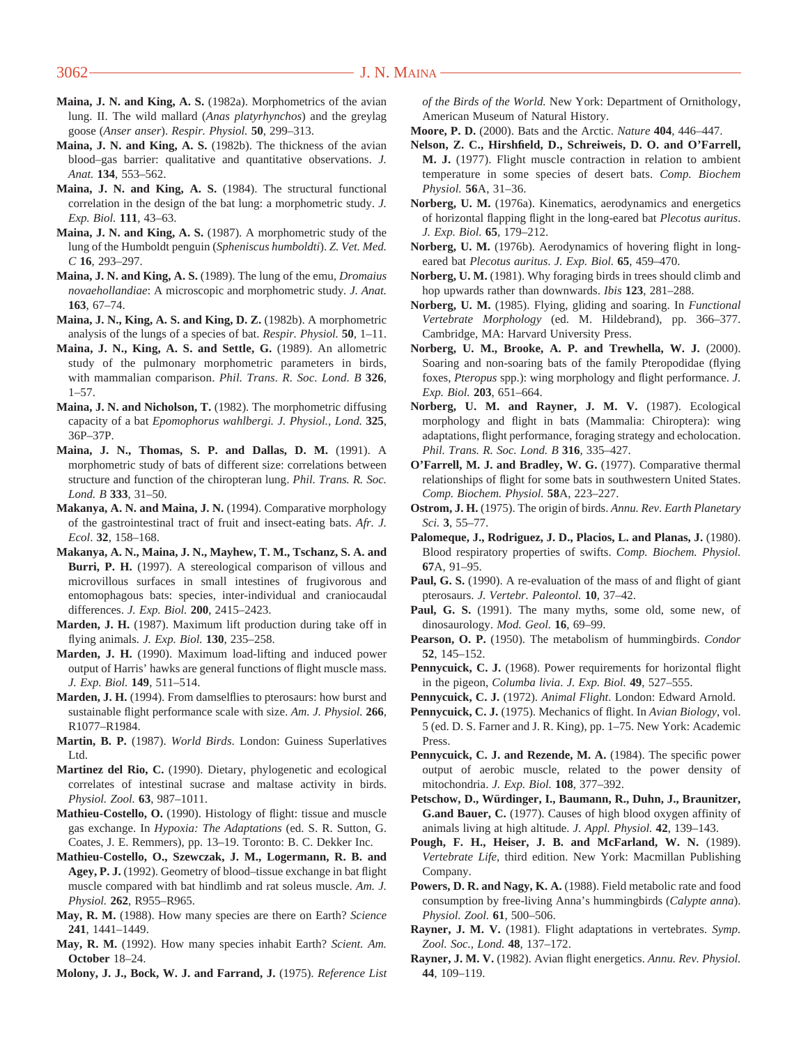**Maina, J. N. and King, A. S.** (1982a). Morphometrics of the avian lung. II. The wild mallard (*Anas platyrhynchos*) and the greylag goose (*Anser anser*). *Respir. Physiol.* **50**, 299–313.

**Maina, J. N. and King, A. S.** (1982b). The thickness of the avian blood–gas barrier: qualitative and quantitative observations. *J. Anat.* **134**, 553–562.

**Maina, J. N. and King, A. S.** (1984). The structural functional correlation in the design of the bat lung: a morphometric study. *J. Exp. Biol.* **111**, 43–63.

**Maina, J. N. and King, A. S.** (1987). A morphometric study of the lung of the Humboldt penguin (*Spheniscus humboldti*). *Z. Vet. Med. C* **16**, 293–297.

**Maina, J. N. and King, A. S.** (1989). The lung of the emu, *Dromaius novaehollandiae*: A microscopic and morphometric study. *J. Anat.* **163**, 67–74.

**Maina, J. N., King, A. S. and King, D. Z.** (1982b). A morphometric analysis of the lungs of a species of bat. *Respir. Physiol.* **50**, 1–11.

**Maina, J. N., King, A. S. and Settle, G.** (1989). An allometric study of the pulmonary morphometric parameters in birds, with mammalian comparison. *Phil. Trans. R. Soc. Lond. B* **326**, 1–57.

**Maina, J. N. and Nicholson, T.** (1982). The morphometric diffusing capacity of a bat *Epomophorus wahlbergi. J. Physiol., Lond.* **325**, 36P–37P.

**Maina, J. N., Thomas, S. P. and Dallas, D. M.** (1991). A morphometric study of bats of different size: correlations between structure and function of the chiropteran lung. *Phil. Trans. R. Soc. Lond. B* **333**, 31–50.

**Makanya, A. N. and Maina, J. N.** (1994). Comparative morphology of the gastrointestinal tract of fruit and insect-eating bats. *Afr. J. Ecol.* **32**, 158–168.

**Makanya, A. N., Maina, J. N., Mayhew, T. M., Tschanz, S. A. and Burri, P. H.** (1997). A stereological comparison of villous and microvillous surfaces in small intestines of frugivorous and entomophagous bats: species, inter-individual and craniocaudal differences. *J. Exp. Biol.* **200**, 2415–2423.

**Marden, J. H.** (1987). Maximum lift production during take off in flying animals. *J. Exp. Biol.* **130**, 235–258.

**Marden, J. H.** (1990). Maximum load-lifting and induced power output of Harris' hawks are general functions of flight muscle mass. *J. Exp. Biol.* **149**, 511–514.

**Marden, J. H.** (1994). From damselflies to pterosaurs: how burst and sustainable flight performance scale with size. *Am. J. Physiol.* **266**, R1077–R1984.

**Martin, B. P.** (1987). *World Birds*. London: Guiness Superlatives Ltd.

**Martinez del Rio, C.** (1990). Dietary, phylogenetic and ecological correlates of intestinal sucrase and maltase activity in birds. *Physiol. Zool.* **63**, 987–1011.

**Mathieu-Costello, O.** (1990). Histology of flight: tissue and muscle gas exchange. In *Hypoxia: The Adaptations* (ed. S. R. Sutton, G. Coates, J. E. Remmers), pp. 13–19. Toronto: B. C. Dekker Inc.

**Mathieu-Costello, O., Szewczak, J. M., Logermann, R. B. and Agey, P. J.** (1992). Geometry of blood–tissue exchange in bat flight muscle compared with bat hindlimb and rat soleus muscle. *Am. J. Physiol.* **262**, R955–R965.

**May, R. M.** (1988). How many species are there on Earth? *Science* **241**, 1441–1449.

**May, R. M.** (1992). How many species inhabit Earth? *Scient. Am.* **October** 18–24.

**Molony, J. J., Bock, W. J. and Farrand, J.** (1975). *Reference List of the Birds of the World.* New York: Department of Ornithology, American Museum of Natural History.

**Moore, P. D.** (2000). Bats and the Arctic. *Nature* **404**, 446–447.

**Nelson, Z. C., Hirshfield, D., Schreiweis, D. O. and O'Farrell, M. J.** (1977). Flight muscle contraction in relation to ambient temperature in some species of desert bats. *Comp. Biochem Physiol.* **56**A, 31–36.

**Norberg, U. M.** (1976a). Kinematics, aerodynamics and energetics of horizontal flapping flight in the long-eared bat *Plecotus auritus*. *J. Exp. Biol.* **65**, 179–212.

**Norberg, U. M.** (1976b). Aerodynamics of hovering flight in long-eared bat *Plecotus auritus. J. Exp. Biol.* **65**, 459–470.

**Norberg, U. M.** (1981). Why foraging birds in trees should climb and hop upwards rather than downwards. *Ibis* **123**, 281–288.

**Norberg, U. M.** (1985). Flying, gliding and soaring. In *Functional Vertebrate Morphology* (ed. M. Hildebrand), pp. 366–377. Cambridge, MA: Harvard University Press.

**Norberg, U. M., Brooke, A. P. and Trewhella, W. J.** (2000). Soaring and non-soaring bats of the family Pteropodidae (flying foxes, *Pteropus* spp.): wing morphology and flight performance. *J. Exp. Biol.* **203**, 651–664.

**Norberg, U. M. and Rayner, J. M. V.** (1987). Ecological morphology and flight in bats (Mammalia: Chiroptera): wing adaptations, flight performance, foraging strategy and echolocation. *Phil. Trans. R. Soc. Lond. B* **316**, 335–427.

**O'Farrell, M. J. and Bradley, W. G.** (1977). Comparative thermal relationships of flight for some bats in southwestern United States. *Comp. Biochem. Physiol.* **58**A, 223–227.

**Ostrom, J. H.** (1975). The origin of birds. *Annu. Rev. Earth Planetary Sci.* **3**, 55–77.

**Palomeque, J., Rodriguez, J. D., Placios, L. and Planas, J.** (1980). Blood respiratory properties of swifts. *Comp. Biochem. Physiol.* **67**A, 91–95.

**Paul, G. S.** (1990). A re-evaluation of the mass of and flight of giant pterosaurs. *J. Vertebr. Paleontol.* **10**, 37–42.

**Paul, G. S.** (1991). The many myths, some old, some new, of dinosaurology. *Mod. Geol.* **16**, 69–99.

**Pearson, O. P.** (1950). The metabolism of hummingbirds. *Condor* **52**, 145–152.

**Pennycuick, C. J.** (1968). Power requirements for horizontal flight in the pigeon, *Columba livia*. *J. Exp. Biol.* **49**, 527–555.

**Pennycuick, C. J.** (1972). *Animal Flight*. London: Edward Arnold.

**Pennycuick, C. J.** (1975). Mechanics of flight. In *Avian Biology*, vol. 5 (ed. D. S. Farner and J. R. King), pp. 1–75. New York: Academic Press.

**Pennycuick, C. J. and Rezende, M. A.** (1984). The specific power output of aerobic muscle, related to the power density of mitochondria. *J. Exp. Biol.* **108**, 377–392.

**Petschow, D., Würdinger, I., Baumann, R., Duhn, J., Braunitzer, G.and Bauer, C.** (1977). Causes of high blood oxygen affinity of animals living at high altitude. *J. Appl. Physiol.* **42**, 139–143.

**Pough, F. H., Heiser, J. B. and McFarland, W. N.** (1989). *Vertebrate Life*, third edition. New York: Macmillan Publishing Company.

**Powers, D. R. and Nagy, K. A.** (1988). Field metabolic rate and food consumption by free-living Anna's hummingbirds (*Calypte anna*). *Physiol. Zool.* **61**, 500–506.

**Rayner, J. M. V.** (1981). Flight adaptations in vertebrates. *Symp. Zool. Soc., Lond.* **48**, 137–172.

**Rayner, J. M. V.** (1982). Avian flight energetics. *Annu. Rev. Physiol.* **44**, 109–119.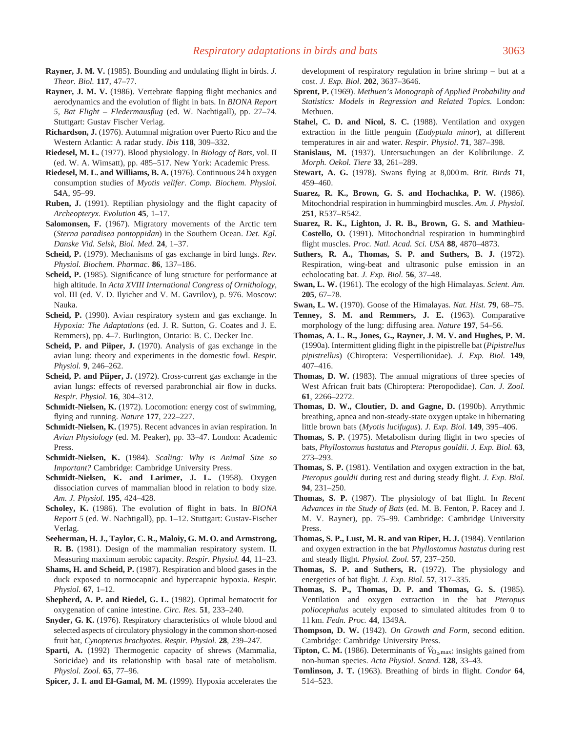**Rayner, J. M. V.** (1985). Bounding and undulating flight in birds. *J. Theor. Biol.* **117**, 47–77.

**Rayner, J. M. V.** (1986). Vertebrate flapping flight mechanics and aerodynamics and the evolution of flight in bats. In *BIONA Report 5, Bat Flight – Fledermausflug* (ed. W. Nachtigall), pp. 27–74. Stuttgart: Gustav Fischer Verlag.

**Richardson, J.** (1976). Autumnal migration over Puerto Rico and the Western Atlantic: A radar study. *Ibis* **118**, 309–332.

**Riedesel, M. L.** (1977). Blood physiology. In *Biology of Bats*, vol. II (ed. W. Wimsatt), pp. 485–517. New York: Academic Press.

**Riedesel, M. L. and Williams, B. A.** (1976). Continuous 24 h oxygen consumption studies of *Myotis velifer*. *Comp. Biochem. Physiol.* **54**A, 95–99.

**Ruben, J.** (1991). Reptilian physiology and the flight capacity of *Archeopteryx*. *Evolution* **45**, 1–17.

**Salomonsen, F.** (1967). Migratory movements of the Arctic tern (*Sterna paradisea pontoppidan*) in the Southern Ocean. *Det. Kgl. Danske Vid. Selsk, Biol. Med.* **24**, 1–37.

**Scheid, P.** (1979). Mechanisms of gas exchange in bird lungs. *Rev. Physiol. Biochem. Pharmac.* **86**, 137–186.

**Scheid, P.** (1985). Significance of lung structure for performance at high altitude. In *Acta XVIII International Congress of Ornithology*, vol. III (ed. V. D. Ilyicher and V. M. Gavrilov), p. 976. Moscow: Nauka.

**Scheid, P.** (1990). Avian respiratory system and gas exchange. In *Hypoxia: The Adaptations* (ed. J. R. Sutton, G. Coates and J. E. Remmers), pp. 4–7. Burlington, Ontario: B. C. Decker Inc.

**Scheid, P. and Piiper, J.** (1970). Analysis of gas exchange in the avian lung: theory and experiments in the domestic fowl. *Respir. Physiol.* **9**, 246–262.

**Scheid, P. and Piiper, J.** (1972). Cross-current gas exchange in the avian lungs: effects of reversed parabronchial air flow in ducks. *Respir. Physiol.* **16**, 304–312.

**Schmidt-Nielsen, K.** (1972). Locomotion: energy cost of swimming, flying and running. *Nature* **177**, 222–227.

**Schmidt-Nielsen, K.** (1975). Recent advances in avian respiration. In *Avian Physiology* (ed. M. Peaker), pp. 33–47. London: Academic Press.

**Schmidt-Nielsen, K.** (1984). *Scaling: Why is Animal Size so Important?* Cambridge: Cambridge University Press.

**Schmidt-Nielsen, K. and Larimer, J. L.** (1958). Oxygen dissociation curves of mammalian blood in relation to body size. *Am. J. Physiol.* **195**, 424–428.

**Scholey, K.** (1986). The evolution of flight in bats. In *BIONA Report 5* (ed. W. Nachtigall), pp. 1–12. Stuttgart: Gustav-Fischer Verlag.

**Seeherman, H. J., Taylor, C. R., Maloiy, G. M. O. and Armstrong, R. B.** (1981). Design of the mammalian respiratory system. II. Measuring maximum aerobic capacity. *Respir. Physiol.* **44**, 11–23.

**Shams, H. and Scheid, P.** (1987). Respiration and blood gases in the duck exposed to normocapnic and hypercapnic hypoxia. *Respir. Physiol.* **67**, 1–12.

**Shepherd, A. P. and Riedel, G. L.** (1982). Optimal hematocrit for oxygenation of canine intestine. *Circ. Res.* **51**, 233–240.

**Snyder, G. K.** (1976). Respiratory characteristics of whole blood and selected aspects of circulatory physiology in the common short-nosed fruit bat, *Cynopterus brachyotes*. *Respir. Physiol.* **28**, 239–247.

**Sparti, A.** (1992) Thermogenic capacity of shrews (Mammalia, Soricidae) and its relationship with basal rate of metabolism. *Physiol. Zool.* **65**, 77–96.

**Spicer, J. I. and El-Gamal, M. M.** (1999). Hypoxia accelerates the development of respiratory regulation in brine shrimp – but at a cost. *J. Exp. Biol*. **202**, 3637–3646.

**Sprent, P.** (1969). *Methuen's Monograph of Applied Probability and Statistics: Models in Regression and Related Topics.* London: Methuen.

**Stahel, C. D. and Nicol, S. C.** (1988). Ventilation and oxygen extraction in the little penguin (*Eudyptula minor*), at different temperatures in air and water. *Respir. Physiol*. **71**, 387–398.

**Stanislaus, M.** (1937). Untersuchungen an der Kolibrilunge. *Z. Morph. Oekol. Tiere* **33**, 261–289.

**Stewart, A. G.** (1978). Swans flying at 8,000 m. *Brit. Birds* **71**, 459–460.

**Suarez, R. K., Brown, G. S. and Hochachka, P. W.** (1986). Mitochondrial respiration in hummingbird muscles. *Am. J. Physiol.* **251**, R537–R542.

**Suarez, R. K., Lighton, J. R. B., Brown, G. S. and Mathieu-Costello, O.** (1991). Mitochondrial respiration in hummingbird flight muscles. *Proc. Natl. Acad. Sci. USA* **88**, 4870–4873.

**Suthers, R. A., Thomas, S. P. and Suthers, B. J.** (1972). Respiration, wing-beat and ultrasonic pulse emission in an echolocating bat. *J. Exp. Biol.* **56**, 37–48.

**Swan, L. W.** (1961). The ecology of the high Himalayas. *Scient. Am.* **205**, 67–78.

**Swan, L. W.** (1970). Goose of the Himalayas. *Nat. Hist.* **79**, 68–75.

**Tenney, S. M. and Remmers, J. E.** (1963). Comparative morphology of the lung: diffusing area. *Nature* **197**, 54–56.

**Thomas, A. L. R., Jones, G., Rayner, J. M. V. and Hughes, P. M.** (1990a). Intermittent gliding flight in the pipistrelle bat (*Pipistrellus pipistrellus*) (Chiroptera: Vespertilionidae). *J. Exp. Biol.* **149**, 407–416.

**Thomas, D. W.** (1983). The annual migrations of three species of West African fruit bats (Chiroptera: Pteropodidae). *Can. J. Zool.* **61**, 2266–2272.

**Thomas, D. W., Cloutier, D. and Gagne, D.** (1990b). Arrythmic breathing, apnea and non-steady-state oxygen uptake in hibernating little brown bats (*Myotis lucifugus*). *J. Exp. Biol.* **149**, 395–406.

**Thomas, S. P.** (1975). Metabolism during flight in two species of bats, *Phyllostomus hastatus* and *Pteropus gouldii*. *J. Exp. Biol.* **63**, 273–293.

**Thomas, S. P.** (1981). Ventilation and oxygen extraction in the bat, *Pteropus gouldii* during rest and during steady flight. *J. Exp. Biol.* **94**, 231–250.

**Thomas, S. P.** (1987). The physiology of bat flight. In *Recent Advances in the Study of Bats* (ed. M. B. Fenton, P. Racey and J. M. V. Rayner), pp. 75–99. Cambridge: Cambridge University Press.

**Thomas, S. P., Lust, M. R. and van Riper, H. J.** (1984). Ventilation and oxygen extraction in the bat *Phyllostomus hastatus* during rest and steady flight. *Physiol. Zool.* **57**, 237–250.

**Thomas, S. P. and Suthers, R.** (1972). The physiology and energetics of bat flight. *J. Exp. Biol*. **57**, 317–335.

**Thomas, S. P., Thomas, D. P. and Thomas, G. S.** (1985). Ventilation and oxygen extraction in the bat *Pteropus poliocephalus* acutely exposed to simulated altitudes from 0 to 11 km. *Fedn. Proc.* **44**, 1349A.

**Thompson, D. W.** (1942). *On Growth and Form*, second edition. Cambridge: Cambridge University Press.

**Tipton, C. M.** (1986). Determinants of $\dot{V}_{O_2,max}$: insights gained from non-human species. *Acta Physiol. Scand.* **128**, 33–43.

**Tomlinson, J. T.** (1963). Breathing of birds in flight. *Condor* **64**, 514–523.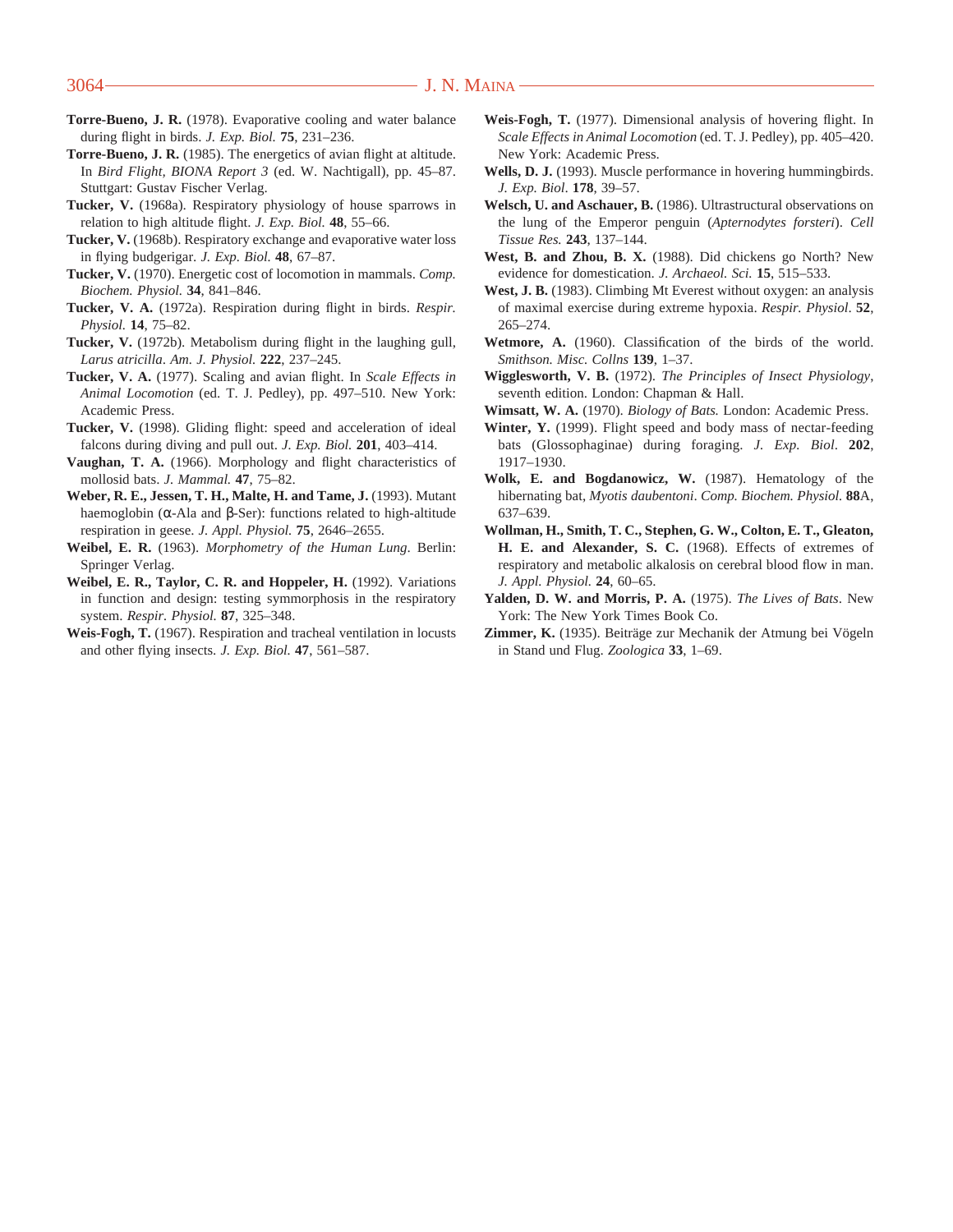**Torre-Bueno, J. R.** (1978). Evaporative cooling and water balance during flight in birds. *J. Exp. Biol.* **75**, 231–236.

**Torre-Bueno, J. R.** (1985). The energetics of avian flight at altitude. In *Bird Flight, BIONA Report 3* (ed. W. Nachtigall), pp. 45–87. Stuttgart: Gustav Fischer Verlag.

**Tucker, V.** (1968a). Respiratory physiology of house sparrows in relation to high altitude flight. *J. Exp. Biol.* **48**, 55–66.

**Tucker, V.** (1968b). Respiratory exchange and evaporative water loss in flying budgerigar. *J. Exp. Biol.* **48**, 67–87.

**Tucker, V.** (1970). Energetic cost of locomotion in mammals. *Comp. Biochem. Physiol.* **34**, 841–846.

**Tucker, V. A.** (1972a). Respiration during flight in birds. *Respir. Physiol.* **14**, 75–82.

**Tucker, V.** (1972b). Metabolism during flight in the laughing gull, *Larus atricilla*. *Am. J. Physiol.* **222**, 237–245.

**Tucker, V. A.** (1977). Scaling and avian flight. In *Scale Effects in Animal Locomotion* (ed. T. J. Pedley), pp. 497–510. New York: Academic Press.

**Tucker, V.** (1998). Gliding flight: speed and acceleration of ideal falcons during diving and pull out. *J. Exp. Biol.* **201**, 403–414.

**Vaughan, T. A.** (1966). Morphology and flight characteristics of mollosid bats. *J. Mammal.* **47**, 75–82.

**Weber, R. E., Jessen, T. H., Malte, H. and Tame, J.** (1993). Mutant haemoglobin (α-Ala and β-Ser): functions related to high-altitude respiration in geese. *J. Appl. Physiol.* **75**, 2646–2655.

**Weibel, E. R.** (1963). *Morphometry of the Human Lung*. Berlin: Springer Verlag.

**Weibel, E. R., Taylor, C. R. and Hoppeler, H.** (1992). Variations in function and design: testing symmorphosis in the respiratory system. *Respir. Physiol.* **87**, 325–348.

**Weis-Fogh, T.** (1967). Respiration and tracheal ventilation in locusts and other flying insects. *J. Exp. Biol.* **47**, 561–587.

**Weis-Fogh, T.** (1977). Dimensional analysis of hovering flight. In *Scale Effects in Animal Locomotion* (ed. T. J. Pedley), pp. 405–420. New York: Academic Press.

**Wells, D. J.** (1993). Muscle performance in hovering hummingbirds. *J. Exp. Biol*. **178**, 39–57.

**Welsch, U. and Aschauer, B.** (1986). Ultrastructural observations on the lung of the Emperor penguin (*Apternodytes forsteri*). *Cell Tissue Res.* **243**, 137–144.

**West, B. and Zhou, B. X.** (1988). Did chickens go North? New evidence for domestication. *J. Archaeol. Sci.* **15**, 515–533.

**West, J. B.** (1983). Climbing Mt Everest without oxygen: an analysis of maximal exercise during extreme hypoxia. *Respir. Physiol*. **52**, 265–274.

**Wetmore, A.** (1960). Classification of the birds of the world. *Smithson. Misc. Collns* **139**, 1–37.

**Wigglesworth, V. B.** (1972). *The Principles of Insect Physiology*, seventh edition. London: Chapman & Hall.

**Wimsatt, W. A.** (1970). *Biology of Bats.* London: Academic Press.

**Winter, Y.** (1999). Flight speed and body mass of nectar-feeding bats (Glossophaginae) during foraging. *J. Exp. Biol*. **202**, 1917–1930.

**Wolk, E. and Bogdanowicz, W.** (1987). Hematology of the hibernating bat, *Myotis daubentoni*. *Comp. Biochem. Physiol.* **88**A, 637–639.

**Wollman, H., Smith, T. C., Stephen, G. W., Colton, E. T., Gleaton, H. E. and Alexander, S. C.** (1968). Effects of extremes of respiratory and metabolic alkalosis on cerebral blood flow in man. *J. Appl. Physiol.* **24**, 60–65.

**Yalden, D. W. and Morris, P. A.** (1975). *The Lives of Bats*. New York: The New York Times Book Co.

**Zimmer, K.** (1935). Beiträge zur Mechanik der Atmung bei Vögeln in Stand und Flug. *Zoologica* **33**, 1–69.